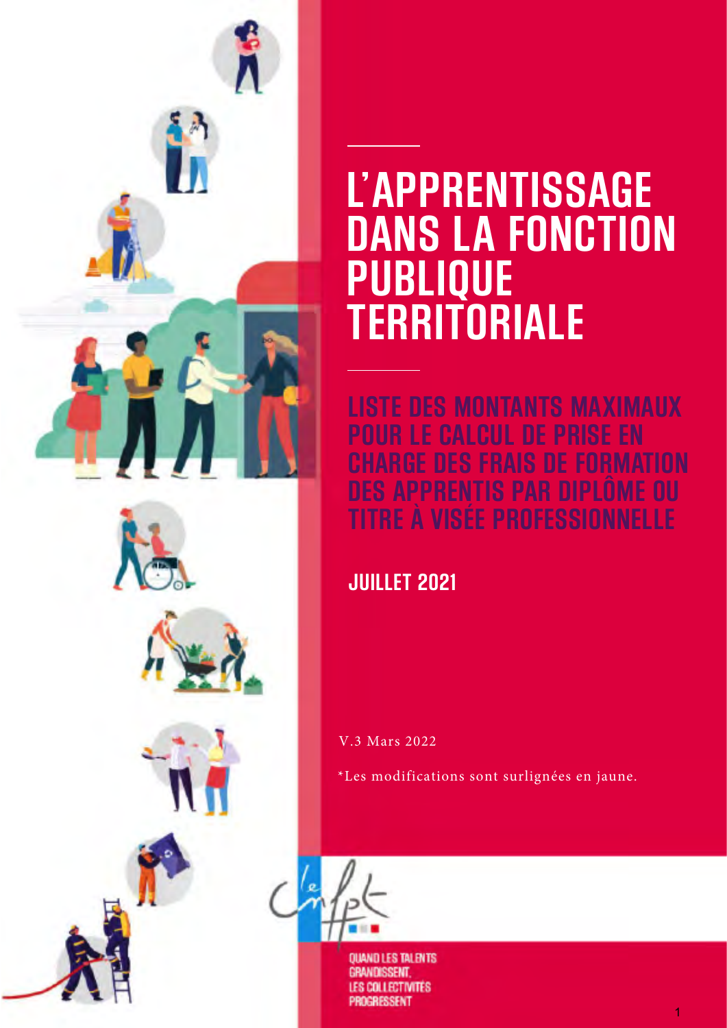# L'APPRENTISSAGE DANS LA FONCTION PUBLIQUE TERRITORIALE

## LISTE DES MONTANTS MAXIMAUX POUR LE CALCUL DE PRISE EN CHARGE DES FRAIS DE FORMATION DES APPRENTIS PAR DIPLÔME OU TITRE À VISÉE PROFESSIONNELLE

### JUILLET 2021

V.3 Mars 2022

*Les modifications sont surlignées en jaune.

QUAND LES TALENTS GRANDISSENT, LES COLLECTIVITÉS PROGRESSENT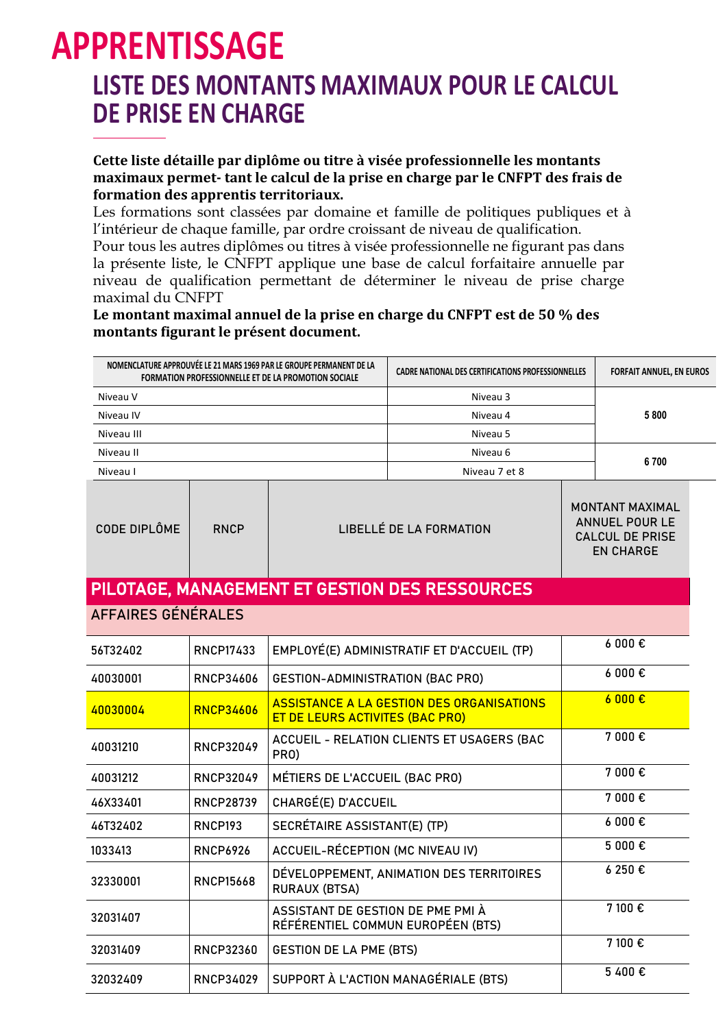# APPRENTISSAGE

## LISTE DES MONTANTS MAXIMAUX POUR LE CALCUL DE PRISE EN CHARGE

**Cette liste détaille par diplôme ou titre à visée professionnelle les montants maximaux permet- tant le calcul de la prise en charge par le CNFPT des frais de formation des apprentis territoriaux.**

Les formations sont classées par domaine et famille de politiques publiques et à l'intérieur de chaque famille, par ordre croissant de niveau de qualification.

Pour tous les autres diplômes ou titres à visée professionnelle ne figurant pas dans la présente liste, le CNFPT applique une base de calcul forfaitaire annuelle par niveau de qualification permettant de déterminer le niveau de prise charge maximal du CNFPT

**Le montant maximal annuel de la prise en charge du CNFPT est de 50 % des montants figurant le présent document.**

| NOMENCLATURE APPROUVÉE LE 21 MARS 1969 PAR LE GROUPE PERMANENT DE LA FORMATION PROFESSIONNELLE ET DE LA PROMOTION SOCIALE | CADRE NATIONAL DES CERTIFICATIONS PROFESSIONNELLES | FORFAIT ANNUEL, EN EUROS |
|---|---|---|
| Niveau V | Niveau 3 | 5 800 |
| Niveau IV | Niveau 4 | |
| Niveau III | Niveau 5 | |
| Niveau II | Niveau 6 | 6 700 |
| Niveau I | Niveau 7 et 8 | |

| CODE DIPLÔME | RNCP | LIBELLÉ DE LA FORMATION | MONTANT MAXIMAL ANNUEL POUR LE CALCUL DE PRISE EN CHARGE |
|---|---|---|---|
| **PILOTAGE, MANAGEMENT ET GESTION DES RESSOURCES** | | | |
| AFFAIRES GÉNÉRALES | | | |
| 56T32402 | RNCP17433 | EMPLOYÉ(E) ADMINISTRATIF ET D'ACCUEIL (TP) | 6 000 € |
| 40030001 | RNCP34606 | GESTION-ADMINISTRATION (BAC PRO) | 6 000 € |
| 40030004 | RNCP34606 | ASSISTANCE A LA GESTION DES ORGANISATIONS ET DE LEURS ACTIVITES (BAC PRO) | 6 000 € |
| 40031210 | RNCP32049 | ACCUEIL - RELATION CLIENTS ET USAGERS (BAC PRO) | 7 000 € |
| 40031212 | RNCP32049 | MÉTIERS DE L'ACCUEIL (BAC PRO) | 7 000 € |
| 46X33401 | RNCP28739 | CHARGÉ(E) D'ACCUEIL | 7 000 € |
| 46T32402 | RNCP193 | SECRÉTAIRE ASSISTANT(E) (TP) | 6 000 € |
| 1033413 | RNCP6926 | ACCUEIL-RÉCEPTION (MC NIVEAU IV) | 5 000 € |
| 32330001 | RNCP15668 | DÉVELOPPEMENT, ANIMATION DES TERRITOIRES RURAUX (BTSA) | 6 250 € |
| 32031407 | | ASSISTANT DE GESTION DE PME PMI À RÉFÉRENTIEL COMMUN EUROPÉEN (BTS) | 7 100 € |
| 32031409 | RNCP32360 | GESTION DE LA PME (BTS) | 7 100 € |
| 32032409 | RNCP34029 | SUPPORT À L'ACTION MANAGÉRIALE (BTS) | 5 400 € |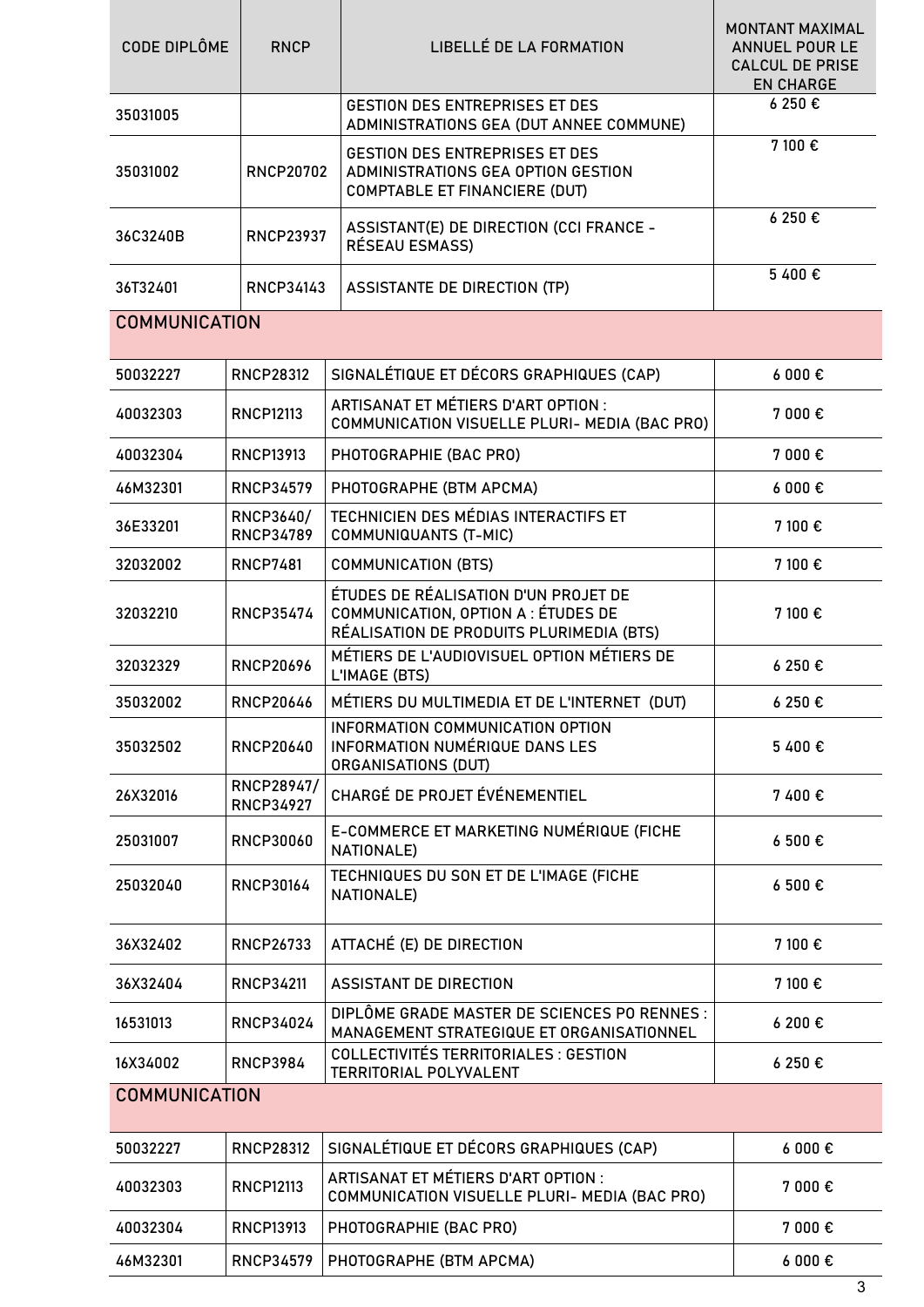| CODE DIPLÔME | RNCP | LIBELLÉ DE LA FORMATION | MONTANT MAXIMAL ANNUEL POUR LE CALCUL DE PRISE EN CHARGE |
|---|---|---|---|
| 35031005 | | GESTION DES ENTREPRISES ET DES ADMINISTRATIONS GEA (DUT ANNEE COMMUNE) | 6 250 € |
| 35031002 | RNCP20702 | GESTION DES ENTREPRISES ET DES ADMINISTRATIONS GEA OPTION GESTION COMPTABLE ET FINANCIERE (DUT) | 7 100 € |
| 36C3240B | RNCP23937 | ASSISTANT(E) DE DIRECTION (CCI FRANCE - RÉSEAU ESMASS) | 6 250 € |
| 36T32401 | RNCP34143 | ASSISTANTE DE DIRECTION (TP) | 5 400 € |

## COMMUNICATION

| | | | |
|---|---|---|---|
| 50032227 | RNCP28312 | SIGNALÉTIQUE ET DÉCORS GRAPHIQUES (CAP) | 6 000 € |
| 40032303 | RNCP12113 | ARTISANAT ET MÉTIERS D'ART OPTION : COMMUNICATION VISUELLE PLURI- MEDIA (BAC PRO) | 7 000 € |
| 40032304 | RNCP13913 | PHOTOGRAPHIE (BAC PRO) | 7 000 € |
| 46M32301 | RNCP34579 | PHOTOGRAPHE (BTM APCMA) | 6 000 € |
| 36E33201 | RNCP3640/ RNCP34789 | TECHNICIEN DES MÉDIAS INTERACTIFS ET COMMUNIQUANTS (T-MIC) | 7 100 € |
| 32032002 | RNCP7481 | COMMUNICATION (BTS) | 7 100 € |
| 32032210 | RNCP35474 | ÉTUDES DE RÉALISATION D'UN PROJET DE COMMUNICATION, OPTION A : ÉTUDES DE RÉALISATION DE PRODUITS PLURIMEDIA (BTS) | 7 100 € |
| 32032329 | RNCP20696 | MÉTIERS DE L'AUDIOVISUEL OPTION MÉTIERS DE L'IMAGE (BTS) | 6 250 € |
| 35032002 | RNCP20646 | MÉTIERS DU MULTIMEDIA ET DE L'INTERNET (DUT) | 6 250 € |
| 35032502 | RNCP20640 | INFORMATION COMMUNICATION OPTION INFORMATION NUMÉRIQUE DANS LES ORGANISATIONS (DUT) | 5 400 € |
| 26X32016 | RNCP28947/ RNCP34927 | CHARGÉ DE PROJET ÉVÉNEMENTIEL | 7 400 € |
| 25031007 | RNCP30060 | E-COMMERCE ET MARKETING NUMÉRIQUE (FICHE NATIONALE) | 6 500 € |
| 25032040 | RNCP30164 | TECHNIQUES DU SON ET DE L'IMAGE (FICHE NATIONALE) | 6 500 € |
| 36X32402 | RNCP26733 | ATTACHÉ (E) DE DIRECTION | 7 100 € |
| 36X32404 | RNCP34211 | ASSISTANT DE DIRECTION | 7 100 € |
| 16531013 | RNCP34024 | DIPLÔME GRADE MASTER DE SCIENCES PO RENNES : MANAGEMENT STRATEGIQUE ET ORGANISATIONNEL | 6 200 € |
| 16X34002 | RNCP3984 | COLLECTIVITÉS TERRITORIALES : GESTION TERRITORIAL POLYVALENT | 6 250 € |

## COMMUNICATION

| | | | |
|---|---|---|---|
| 50032227 | RNCP28312 | SIGNALÉTIQUE ET DÉCORS GRAPHIQUES (CAP) | 6 000 € |
| 40032303 | RNCP12113 | ARTISANAT ET MÉTIERS D'ART OPTION : COMMUNICATION VISUELLE PLURI- MEDIA (BAC PRO) | 7 000 € |
| 40032304 | RNCP13913 | PHOTOGRAPHIE (BAC PRO) | 7 000 € |
| 46M32301 | RNCP34579 | PHOTOGRAPHE (BTM APCMA) | 6 000 € |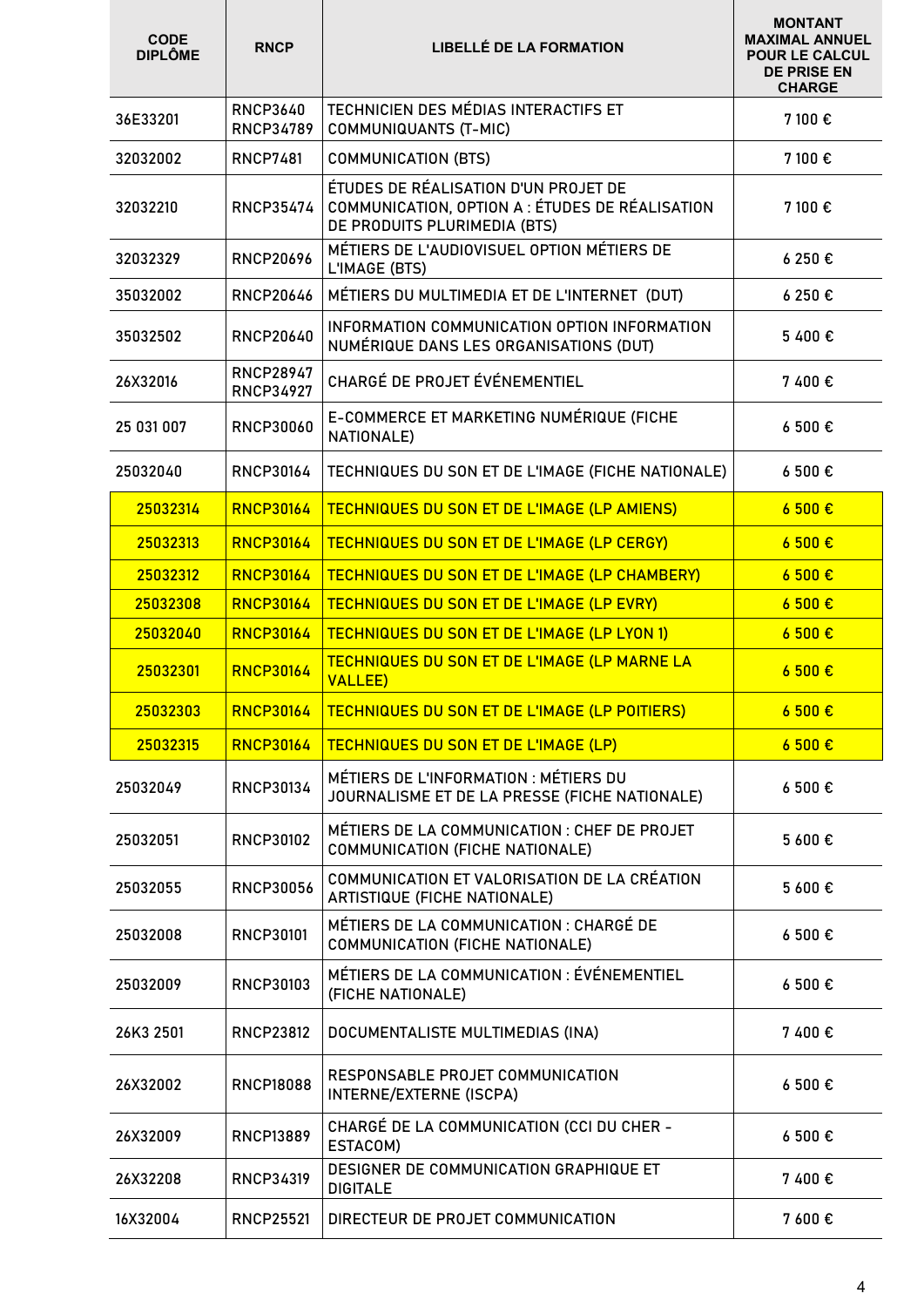| CODE DIPLÔME | RNCP | LIBELLÉ DE LA FORMATION | MONTANT MAXIMAL ANNUEL POUR LE CALCUL DE PRISE EN CHARGE |
|---|---|---|---|
| 36E33201 | RNCP3640 RNCP34789 | TECHNICIEN DES MÉDIAS INTERACTIFS ET COMMUNIQUANTS (T-MIC) | 7 100 € |
| 32032002 | RNCP7481 | COMMUNICATION (BTS) | 7 100 € |
| 32032210 | RNCP35474 | ÉTUDES DE RÉALISATION D'UN PROJET DE COMMUNICATION, OPTION A : ÉTUDES DE RÉALISATION DE PRODUITS PLURIMEDIA (BTS) | 7 100 € |
| 32032329 | RNCP20696 | MÉTIERS DE L'AUDIOVISUEL OPTION MÉTIERS DE L'IMAGE (BTS) | 6 250 € |
| 35032002 | RNCP20646 | MÉTIERS DU MULTIMEDIA ET DE L'INTERNET (DUT) | 6 250 € |
| 35032502 | RNCP20640 | INFORMATION COMMUNICATION OPTION INFORMATION NUMÉRIQUE DANS LES ORGANISATIONS (DUT) | 5 400 € |
| 26X32016 | RNCP28947 RNCP34927 | CHARGÉ DE PROJET ÉVÉNEMENTIEL | 7 400 € |
| 25 031 007 | RNCP30060 | E-COMMERCE ET MARKETING NUMÉRIQUE (FICHE NATIONALE) | 6 500 € |
| 25032040 | RNCP30164 | TECHNIQUES DU SON ET DE L'IMAGE (FICHE NATIONALE) | 6 500 € |
| 25032314 | RNCP30164 | TECHNIQUES DU SON ET DE L'IMAGE (LP AMIENS) | 6 500 € |
| 25032313 | RNCP30164 | TECHNIQUES DU SON ET DE L'IMAGE (LP CERGY) | 6 500 € |
| 25032312 | RNCP30164 | TECHNIQUES DU SON ET DE L'IMAGE (LP CHAMBERY) | 6 500 € |
| 25032308 | RNCP30164 | TECHNIQUES DU SON ET DE L'IMAGE (LP EVRY) | 6 500 € |
| 25032040 | RNCP30164 | TECHNIQUES DU SON ET DE L'IMAGE (LP LYON 1) | 6 500 € |
| 25032301 | RNCP30164 | TECHNIQUES DU SON ET DE L'IMAGE (LP MARNE LA VALLEE) | 6 500 € |
| 25032303 | RNCP30164 | TECHNIQUES DU SON ET DE L'IMAGE (LP POITIERS) | 6 500 € |
| 25032315 | RNCP30164 | TECHNIQUES DU SON ET DE L'IMAGE (LP) | 6 500 € |
| 25032049 | RNCP30134 | MÉTIERS DE L'INFORMATION : MÉTIERS DU JOURNALISME ET DE LA PRESSE (FICHE NATIONALE) | 6 500 € |
| 25032051 | RNCP30102 | MÉTIERS DE LA COMMUNICATION : CHEF DE PROJET COMMUNICATION (FICHE NATIONALE) | 5 600 € |
| 25032055 | RNCP30056 | COMMUNICATION ET VALORISATION DE LA CRÉATION ARTISTIQUE (FICHE NATIONALE) | 5 600 € |
| 25032008 | RNCP30101 | MÉTIERS DE LA COMMUNICATION : CHARGÉ DE COMMUNICATION (FICHE NATIONALE) | 6 500 € |
| 25032009 | RNCP30103 | MÉTIERS DE LA COMMUNICATION : ÉVÉNEMENTIEL (FICHE NATIONALE) | 6 500 € |
| 26K3 2501 | RNCP23812 | DOCUMENTALISTE MULTIMEDIAS (INA) | 7 400 € |
| 26X32002 | RNCP18088 | RESPONSABLE PROJET COMMUNICATION INTERNE/EXTERNE (ISCPA) | 6 500 € |
| 26X32009 | RNCP13889 | CHARGÉ DE LA COMMUNICATION (CCI DU CHER - ESTACOM) | 6 500 € |
| 26X32208 | RNCP34319 | DESIGNER DE COMMUNICATION GRAPHIQUE ET DIGITALE | 7 400 € |
| 16X32004 | RNCP25521 | DIRECTEUR DE PROJET COMMUNICATION | 7 600 € |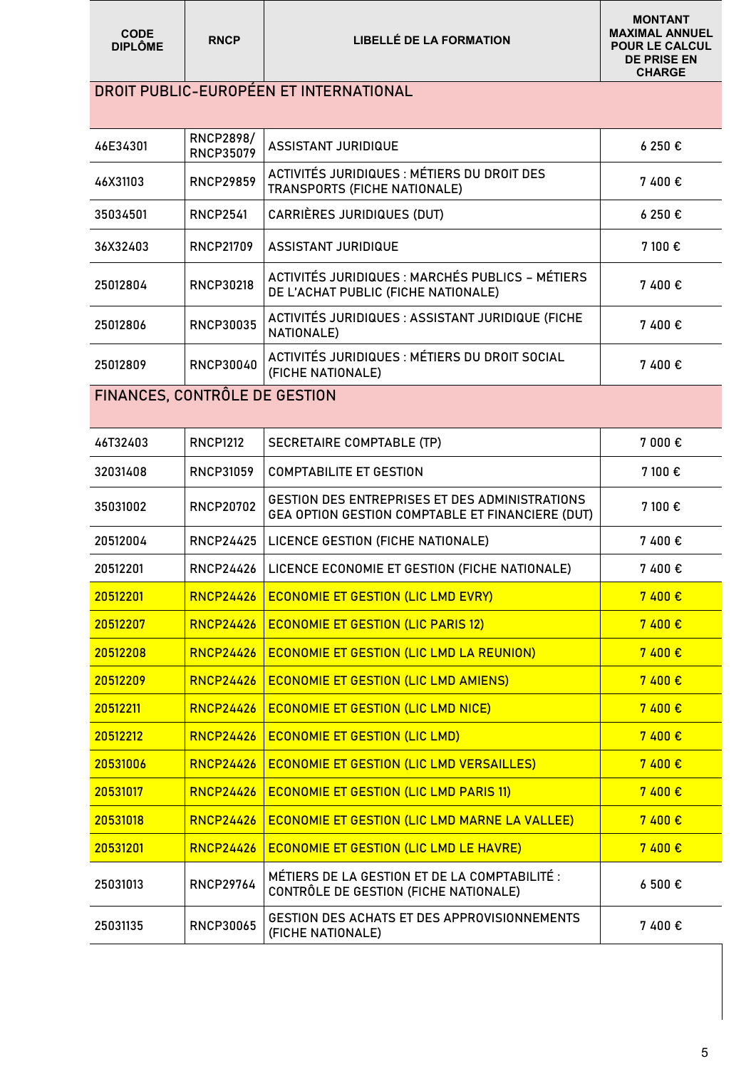| CODE DIPLÔME | RNCP | LIBELLÉ DE LA FORMATION | MONTANT MAXIMAL ANNUEL POUR LE CALCUL DE PRISE EN CHARGE |
|---|---|---|---|
| **DROIT PUBLIC-EUROPÉEN ET INTERNATIONAL** | | | |
| 46E34301 | RNCP2898/ RNCP35079 | ASSISTANT JURIDIQUE | 6 250 € |
| 46X31103 | RNCP29859 | ACTIVITÉS JURIDIQUES : MÉTIERS DU DROIT DES TRANSPORTS (FICHE NATIONALE) | 7 400 € |
| 35034501 | RNCP2541 | CARRIÈRES JURIDIQUES (DUT) | 6 250 € |
| 36X32403 | RNCP21709 | ASSISTANT JURIDIQUE | 7 100 € |
| 25012804 | RNCP30218 | ACTIVITÉS JURIDIQUES : MARCHÉS PUBLICS – MÉTIERS DE L'ACHAT PUBLIC (FICHE NATIONALE) | 7 400 € |
| 25012806 | RNCP30035 | ACTIVITÉS JURIDIQUES : ASSISTANT JURIDIQUE (FICHE NATIONALE) | 7 400 € |
| 25012809 | RNCP30040 | ACTIVITÉS JURIDIQUES : MÉTIERS DU DROIT SOCIAL (FICHE NATIONALE) | 7 400 € |
| **FINANCES, CONTRÔLE DE GESTION** | | | |
| 46T32403 | RNCP1212 | SECRETAIRE COMPTABLE (TP) | 7 000 € |
| 32031408 | RNCP31059 | COMPTABILITE ET GESTION | 7 100 € |
| 35031002 | RNCP20702 | GESTION DES ENTREPRISES ET DES ADMINISTRATIONS GEA OPTION GESTION COMPTABLE ET FINANCIERE (DUT) | 7 100 € |
| 20512004 | RNCP24425 | LICENCE GESTION (FICHE NATIONALE) | 7 400 € |
| 20512201 | RNCP24426 | LICENCE ECONOMIE ET GESTION (FICHE NATIONALE) | 7 400 € |
| 20512201 | RNCP24426 | ECONOMIE ET GESTION (LIC LMD EVRY) | 7 400 € |
| 20512207 | RNCP24426 | ECONOMIE ET GESTION (LIC PARIS 12) | 7 400 € |
| 20512208 | RNCP24426 | ECONOMIE ET GESTION (LIC LMD LA REUNION) | 7 400 € |
| 20512209 | RNCP24426 | ECONOMIE ET GESTION (LIC LMD AMIENS) | 7 400 € |
| 20512211 | RNCP24426 | ECONOMIE ET GESTION (LIC LMD NICE) | 7 400 € |
| 20512212 | RNCP24426 | ECONOMIE ET GESTION (LIC LMD) | 7 400 € |
| 20531006 | RNCP24426 | ECONOMIE ET GESTION (LIC LMD VERSAILLES) | 7 400 € |
| 20531017 | RNCP24426 | ECONOMIE ET GESTION (LIC LMD PARIS 11) | 7 400 € |
| 20531018 | RNCP24426 | ECONOMIE ET GESTION (LIC LMD MARNE LA VALLEE) | 7 400 € |
| 20531201 | RNCP24426 | ECONOMIE ET GESTION (LIC LMD LE HAVRE) | 7 400 € |
| 25031013 | RNCP29764 | MÉTIERS DE LA GESTION ET DE LA COMPTABILITÉ : CONTRÔLE DE GESTION (FICHE NATIONALE) | 6 500 € |
| 25031135 | RNCP30065 | GESTION DES ACHATS ET DES APPROVISIONNEMENTS (FICHE NATIONALE) | 7 400 € |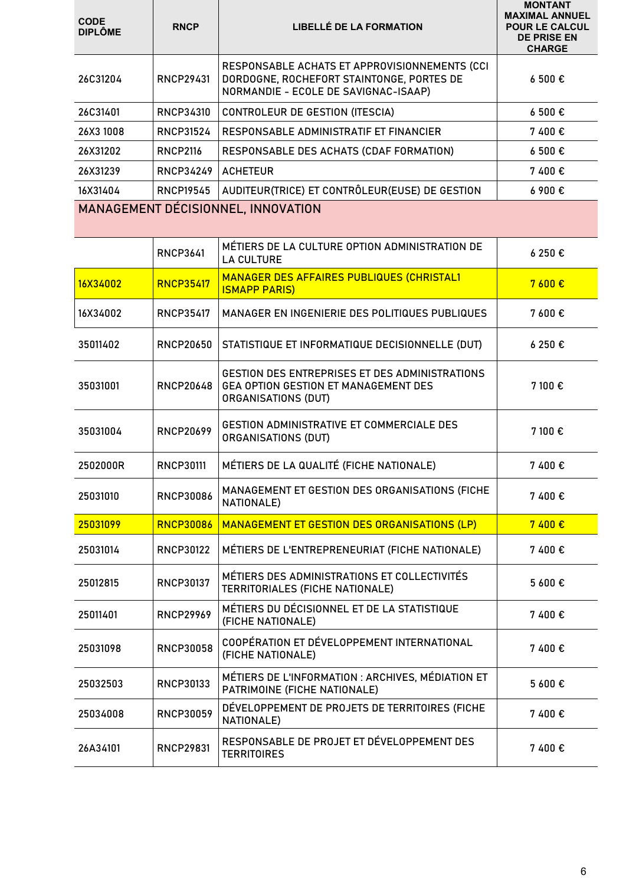| CODE DIPLÔME | RNCP | LIBELLÉ DE LA FORMATION | MONTANT MAXIMAL ANNUEL POUR LE CALCUL DE PRISE EN CHARGE |
|---|---|---|---|
| 26C31204 | RNCP29431 | RESPONSABLE ACHATS ET APPROVISIONNEMENTS (CCI DORDOGNE, ROCHEFORT STAINTONGE, PORTES DE NORMANDIE - ECOLE DE SAVIGNAC-ISAAP) | 6 500 € |
| 26C31401 | RNCP34310 | CONTROLEUR DE GESTION (ITESCIA) | 6 500 € |
| 26X3 1008 | RNCP31524 | RESPONSABLE ADMINISTRATIF ET FINANCIER | 7 400 € |
| 26X31202 | RNCP2116 | RESPONSABLE DES ACHATS (CDAF FORMATION) | 6 500 € |
| 26X31239 | RNCP34249 | ACHETEUR | 7 400 € |
| 16X31404 | RNCP19545 | AUDITEUR(TRICE) ET CONTRÔLEUR(EUSE) DE GESTION | 6 900 € |
| **MANAGEMENT DÉCISIONNEL, INNOVATION** | | | |
| | RNCP3641 | MÉTIERS DE LA CULTURE OPTION ADMINISTRATION DE LA CULTURE | 6 250 € |
| 16X34002 | RNCP35417 | MANAGER DES AFFAIRES PUBLIQUES (CHRISTAL1 ISMAPP PARIS) | 7 600 € |
| 16X34002 | RNCP35417 | MANAGER EN INGENIERIE DES POLITIQUES PUBLIQUES | 7 600 € |
| 35011402 | RNCP20650 | STATISTIQUE ET INFORMATIQUE DECISIONNELLE (DUT) | 6 250 € |
| 35031001 | RNCP20648 | GESTION DES ENTREPRISES ET DES ADMINISTRATIONS GEA OPTION GESTION ET MANAGEMENT DES ORGANISATIONS (DUT) | 7 100 € |
| 35031004 | RNCP20699 | GESTION ADMINISTRATIVE ET COMMERCIALE DES ORGANISATIONS (DUT) | 7 100 € |
| 2502000R | RNCP30111 | MÉTIERS DE LA QUALITÉ (FICHE NATIONALE) | 7 400 € |
| 25031010 | RNCP30086 | MANAGEMENT ET GESTION DES ORGANISATIONS (FICHE NATIONALE) | 7 400 € |
| 25031099 | RNCP30086 | MANAGEMENT ET GESTION DES ORGANISATIONS (LP) | 7 400 € |
| 25031014 | RNCP30122 | MÉTIERS DE L'ENTREPRENEURIAT (FICHE NATIONALE) | 7 400 € |
| 25012815 | RNCP30137 | MÉTIERS DES ADMINISTRATIONS ET COLLECTIVITÉS TERRITORIALES (FICHE NATIONALE) | 5 600 € |
| 25011401 | RNCP29969 | MÉTIERS DU DÉCISIONNEL ET DE LA STATISTIQUE (FICHE NATIONALE) | 7 400 € |
| 25031098 | RNCP30058 | COOPÉRATION ET DÉVELOPPEMENT INTERNATIONAL (FICHE NATIONALE) | 7 400 € |
| 25032503 | RNCP30133 | MÉTIERS DE L'INFORMATION : ARCHIVES, MÉDIATION ET PATRIMOINE (FICHE NATIONALE) | 5 600 € |
| 25034008 | RNCP30059 | DÉVELOPPEMENT DE PROJETS DE TERRITOIRES (FICHE NATIONALE) | 7 400 € |
| 26A34101 | RNCP29831 | RESPONSABLE DE PROJET ET DÉVELOPPEMENT DES TERRITOIRES | 7 400 € |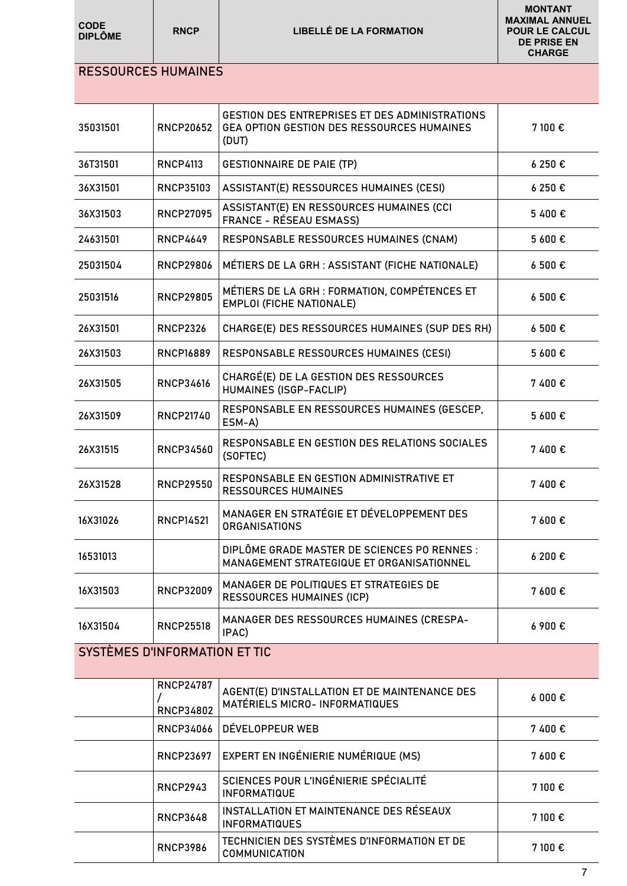| CODE DIPLÔME | RNCP | LIBELLÉ DE LA FORMATION | MONTANT MAXIMAL ANNUEL POUR LE CALCUL DE PRISE EN CHARGE |
|---|---|---|---|
| RESSOURCES HUMAINES | | | |
| 35031501 | RNCP20652 | GESTION DES ENTREPRISES ET DES ADMINISTRATIONS GEA OPTION GESTION DES RESSOURCES HUMAINES (DUT) | 7 100 € |
| 36T31501 | RNCP4113 | GESTIONNAIRE DE PAIE (TP) | 6 250 € |
| 36X31501 | RNCP35103 | ASSISTANT(E) RESSOURCES HUMAINES (CESI) | 6 250 € |
| 36X31503 | RNCP27095 | ASSISTANT(E) EN RESSOURCES HUMAINES (CCI FRANCE - RÉSEAU ESMASS) | 5 400 € |
| 24631501 | RNCP4649 | RESPONSABLE RESSOURCES HUMAINES (CNAM) | 5 600 € |
| 25031504 | RNCP29806 | MÉTIERS DE LA GRH : ASSISTANT (FICHE NATIONALE) | 6 500 € |
| 25031516 | RNCP29805 | MÉTIERS DE LA GRH : FORMATION, COMPÉTENCES ET EMPLOI (FICHE NATIONALE) | 6 500 € |
| 26X31501 | RNCP2326 | CHARGE(E) DES RESSOURCES HUMAINES (SUP DES RH) | 6 500 € |
| 26X31503 | RNCP16889 | RESPONSABLE RESSOURCES HUMAINES (CESI) | 5 600 € |
| 26X31505 | RNCP34616 | CHARGÉ(E) DE LA GESTION DES RESSOURCES HUMAINES (ISGP-FACLIP) | 7 400 € |
| 26X31509 | RNCP21740 | RESPONSABLE EN RESSOURCES HUMAINES (GESCEP, ESM-A) | 5 600 € |
| 26X31515 | RNCP34560 | RESPONSABLE EN GESTION DES RELATIONS SOCIALES (SOFTEC) | 7 400 € |
| 26X31528 | RNCP29550 | RESPONSABLE EN GESTION ADMINISTRATIVE ET RESSOURCES HUMAINES | 7 400 € |
| 16X31026 | RNCP14521 | MANAGER EN STRATÉGIE ET DÉVELOPPEMENT DES ORGANISATIONS | 7 600 € |
| 16531013 | | DIPLÔME GRADE MASTER DE SCIENCES PO RENNES : MANAGEMENT STRATEGIQUE ET ORGANISATIONNEL | 6 200 € |
| 16X31503 | RNCP32009 | MANAGER DE POLITIQUES ET STRATEGIES DE RESSOURCES HUMAINES (ICP) | 7 600 € |
| 16X31504 | RNCP25518 | MANAGER DES RESSOURCES HUMAINES (CRESPA-IPAC) | 6 900 € |
| SYSTÈMES D'INFORMATION ET TIC | | | |
| | RNCP24787 / RNCP34802 | AGENT(E) D'INSTALLATION ET DE MAINTENANCE DES MATÉRIELS MICRO- INFORMATIQUES | 6 000 € |
| | RNCP34066 | DÉVELOPPEUR WEB | 7 400 € |
| | RNCP23697 | EXPERT EN INGÉNIERIE NUMÉRIQUE (MS) | 7 600 € |
| | RNCP2943 | SCIENCES POUR L'INGÉNIERIE SPÉCIALITÉ INFORMATIQUE | 7 100 € |
| | RNCP3648 | INSTALLATION ET MAINTENANCE DES RÉSEAUX INFORMATIQUES | 7 100 € |
| | RNCP3986 | TECHNICIEN DES SYSTÈMES D'INFORMATION ET DE COMMUNICATION | 7 100 € |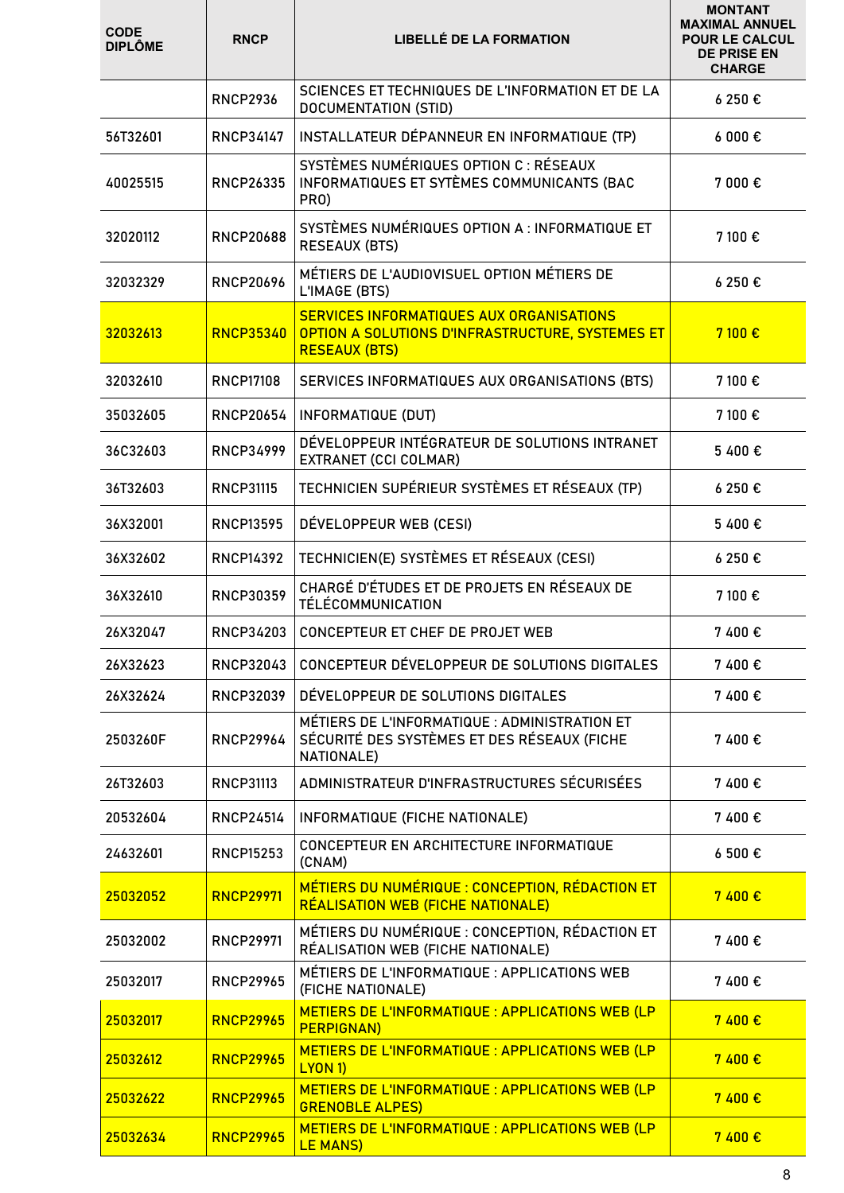| CODE DIPLÔME | RNCP | LIBELLÉ DE LA FORMATION | MONTANT MAXIMAL ANNUEL POUR LE CALCUL DE PRISE EN CHARGE |
|---|---|---|---|
| | RNCP2936 | SCIENCES ET TECHNIQUES DE L'INFORMATION ET DE LA DOCUMENTATION (STID) | 6 250 € |
| 56T32601 | RNCP34147 | INSTALLATEUR DÉPANNEUR EN INFORMATIQUE (TP) | 6 000 € |
| 40025515 | RNCP26335 | SYSTÈMES NUMÉRIQUES OPTION C : RÉSEAUX INFORMATIQUES ET SYTÈMES COMMUNICANTS (BAC PRO) | 7 000 € |
| 32020112 | RNCP20688 | SYSTÈMES NUMÉRIQUES OPTION A : INFORMATIQUE ET RESEAUX (BTS) | 7 100 € |
| 32032329 | RNCP20696 | MÉTIERS DE L'AUDIOVISUEL OPTION MÉTIERS DE L'IMAGE (BTS) | 6 250 € |
| 32032613 | RNCP35340 | SERVICES INFORMATIQUES AUX ORGANISATIONS OPTION A SOLUTIONS D'INFRASTRUCTURE, SYSTEMES ET RESEAUX (BTS) | 7 100 € |
| 32032610 | RNCP17108 | SERVICES INFORMATIQUES AUX ORGANISATIONS (BTS) | 7 100 € |
| 35032605 | RNCP20654 | INFORMATIQUE (DUT) | 7 100 € |
| 36C32603 | RNCP34999 | DÉVELOPPEUR INTÉGRATEUR DE SOLUTIONS INTRANET EXTRANET (CCI COLMAR) | 5 400 € |
| 36T32603 | RNCP31115 | TECHNICIEN SUPÉRIEUR SYSTÈMES ET RÉSEAUX (TP) | 6 250 € |
| 36X32001 | RNCP13595 | DÉVELOPPEUR WEB (CESI) | 5 400 € |
| 36X32602 | RNCP14392 | TECHNICIEN(E) SYSTÈMES ET RÉSEAUX (CESI) | 6 250 € |
| 36X32610 | RNCP30359 | CHARGÉ D'ÉTUDES ET DE PROJETS EN RÉSEAUX DE TÉLÉCOMMUNICATION | 7 100 € |
| 26X32047 | RNCP34203 | CONCEPTEUR ET CHEF DE PROJET WEB | 7 400 € |
| 26X32623 | RNCP32043 | CONCEPTEUR DÉVELOPPEUR DE SOLUTIONS DIGITALES | 7 400 € |
| 26X32624 | RNCP32039 | DÉVELOPPEUR DE SOLUTIONS DIGITALES | 7 400 € |
| 2503260F | RNCP29964 | MÉTIERS DE L'INFORMATIQUE : ADMINISTRATION ET SÉCURITÉ DES SYSTÈMES ET DES RÉSEAUX (FICHE NATIONALE) | 7 400 € |
| 26T32603 | RNCP31113 | ADMINISTRATEUR D'INFRASTRUCTURES SÉCURISÉES | 7 400 € |
| 20532604 | RNCP24514 | INFORMATIQUE (FICHE NATIONALE) | 7 400 € |
| 24632601 | RNCP15253 | CONCEPTEUR EN ARCHITECTURE INFORMATIQUE (CNAM) | 6 500 € |
| 25032052 | RNCP29971 | MÉTIERS DU NUMÉRIQUE : CONCEPTION, RÉDACTION ET RÉALISATION WEB (FICHE NATIONALE) | 7 400 € |
| 25032002 | RNCP29971 | MÉTIERS DU NUMÉRIQUE : CONCEPTION, RÉDACTION ET RÉALISATION WEB (FICHE NATIONALE) | 7 400 € |
| 25032017 | RNCP29965 | MÉTIERS DE L'INFORMATIQUE : APPLICATIONS WEB (FICHE NATIONALE) | 7 400 € |
| 25032017 | RNCP29965 | METIERS DE L'INFORMATIQUE : APPLICATIONS WEB (LP PERPIGNAN) | 7 400 € |
| 25032612 | RNCP29965 | METIERS DE L'INFORMATIQUE : APPLICATIONS WEB (LP LYON 1) | 7 400 € |
| 25032622 | RNCP29965 | METIERS DE L'INFORMATIQUE : APPLICATIONS WEB (LP GRENOBLE ALPES) | 7 400 € |
| 25032634 | RNCP29965 | METIERS DE L'INFORMATIQUE : APPLICATIONS WEB (LP LE MANS) | 7 400 € |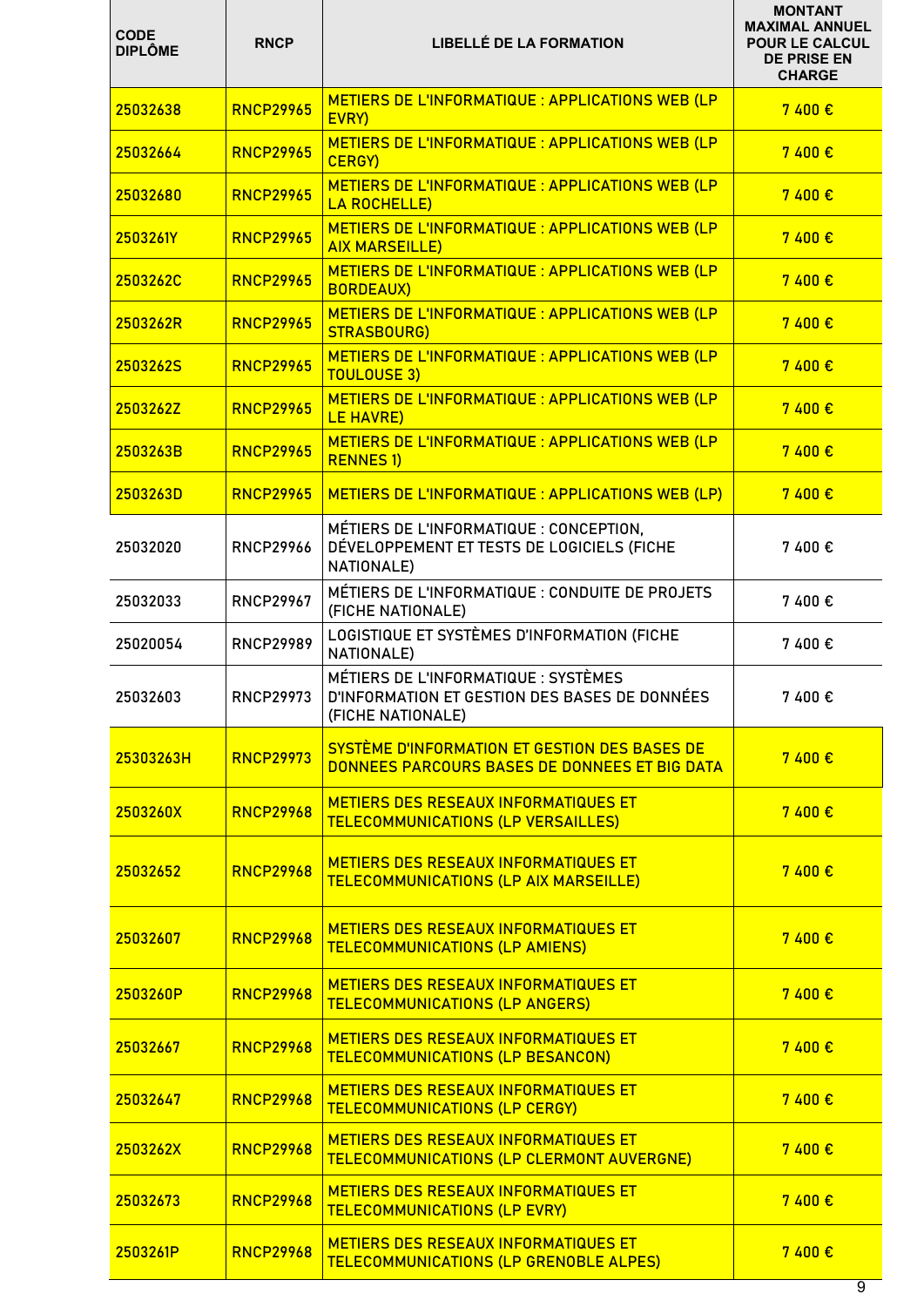| CODE DIPLÔME | RNCP | LIBELLÉ DE LA FORMATION | MONTANT MAXIMAL ANNUEL POUR LE CALCUL DE PRISE EN CHARGE |
|---|---|---|---|
| 25032638 | RNCP29965 | METIERS DE L'INFORMATIQUE : APPLICATIONS WEB (LP EVRY) | 7 400 € |
| 25032664 | RNCP29965 | METIERS DE L'INFORMATIQUE : APPLICATIONS WEB (LP CERGY) | 7 400 € |
| 25032680 | RNCP29965 | METIERS DE L'INFORMATIQUE : APPLICATIONS WEB (LP LA ROCHELLE) | 7 400 € |
| 2503261Y | RNCP29965 | METIERS DE L'INFORMATIQUE : APPLICATIONS WEB (LP AIX MARSEILLE) | 7 400 € |
| 2503262C | RNCP29965 | METIERS DE L'INFORMATIQUE : APPLICATIONS WEB (LP BORDEAUX) | 7 400 € |
| 2503262R | RNCP29965 | METIERS DE L'INFORMATIQUE : APPLICATIONS WEB (LP STRASBOURG) | 7 400 € |
| 2503262S | RNCP29965 | METIERS DE L'INFORMATIQUE : APPLICATIONS WEB (LP TOULOUSE 3) | 7 400 € |
| 2503262Z | RNCP29965 | METIERS DE L'INFORMATIQUE : APPLICATIONS WEB (LP LE HAVRE) | 7 400 € |
| 2503263B | RNCP29965 | METIERS DE L'INFORMATIQUE : APPLICATIONS WEB (LP RENNES 1) | 7 400 € |
| 2503263D | RNCP29965 | METIERS DE L'INFORMATIQUE : APPLICATIONS WEB (LP) | 7 400 € |
| 25032020 | RNCP29966 | MÉTIERS DE L'INFORMATIQUE : CONCEPTION, DÉVELOPPEMENT ET TESTS DE LOGICIELS (FICHE NATIONALE) | 7 400 € |
| 25032033 | RNCP29967 | MÉTIERS DE L'INFORMATIQUE : CONDUITE DE PROJETS (FICHE NATIONALE) | 7 400 € |
| 25020054 | RNCP29989 | LOGISTIQUE ET SYSTÈMES D'INFORMATION (FICHE NATIONALE) | 7 400 € |
| 25032603 | RNCP29973 | MÉTIERS DE L'INFORMATIQUE : SYSTÈMES D'INFORMATION ET GESTION DES BASES DE DONNÉES (FICHE NATIONALE) | 7 400 € |
| 25303263H | RNCP29973 | SYSTÈME D'INFORMATION ET GESTION DES BASES DE DONNEES PARCOURS BASES DE DONNEES ET BIG DATA | 7 400 € |
| 2503260X | RNCP29968 | METIERS DES RESEAUX INFORMATIQUES ET TELECOMMUNICATIONS (LP VERSAILLES) | 7 400 € |
| 25032652 | RNCP29968 | METIERS DES RESEAUX INFORMATIQUES ET TELECOMMUNICATIONS (LP AIX MARSEILLE) | 7 400 € |
| 25032607 | RNCP29968 | METIERS DES RESEAUX INFORMATIQUES ET TELECOMMUNICATIONS (LP AMIENS) | 7 400 € |
| 2503260P | RNCP29968 | METIERS DES RESEAUX INFORMATIQUES ET TELECOMMUNICATIONS (LP ANGERS) | 7 400 € |
| 25032667 | RNCP29968 | METIERS DES RESEAUX INFORMATIQUES ET TELECOMMUNICATIONS (LP BESANCON) | 7 400 € |
| 25032647 | RNCP29968 | METIERS DES RESEAUX INFORMATIQUES ET TELECOMMUNICATIONS (LP CERGY) | 7 400 € |
| 2503262X | RNCP29968 | METIERS DES RESEAUX INFORMATIQUES ET TELECOMMUNICATIONS (LP CLERMONT AUVERGNE) | 7 400 € |
| 25032673 | RNCP29968 | METIERS DES RESEAUX INFORMATIQUES ET TELECOMMUNICATIONS (LP EVRY) | 7 400 € |
| 2503261P | RNCP29968 | METIERS DES RESEAUX INFORMATIQUES ET TELECOMMUNICATIONS (LP GRENOBLE ALPES) | 7 400 € |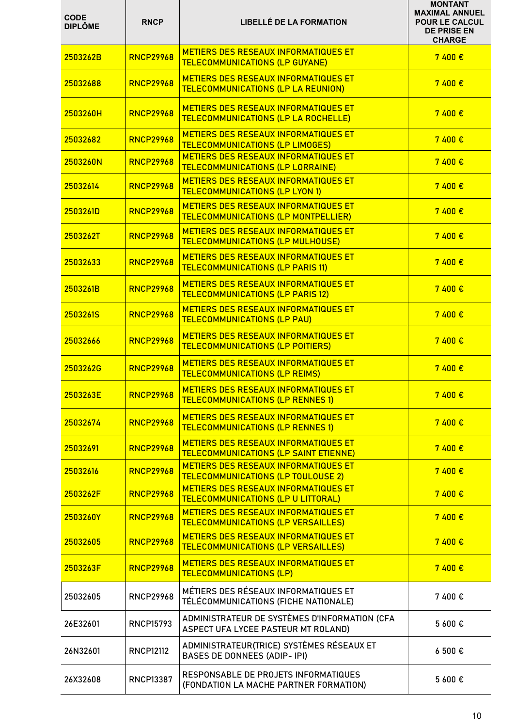| CODE DIPLÔME | RNCP | LIBELLÉ DE LA FORMATION | MONTANT MAXIMAL ANNUEL POUR LE CALCUL DE PRISE EN CHARGE |
|---|---|---|---|
| 2503262B | RNCP29968 | METIERS DES RESEAUX INFORMATIQUES ET TELECOMMUNICATIONS (LP GUYANE) | 7 400 € |
| 25032688 | RNCP29968 | METIERS DES RESEAUX INFORMATIQUES ET TELECOMMUNICATIONS (LP LA REUNION) | 7 400 € |
| 2503260H | RNCP29968 | METIERS DES RESEAUX INFORMATIQUES ET TELECOMMUNICATIONS (LP LA ROCHELLE) | 7 400 € |
| 25032682 | RNCP29968 | METIERS DES RESEAUX INFORMATIQUES ET TELECOMMUNICATIONS (LP LIMOGES) | 7 400 € |
| 2503260N | RNCP29968 | METIERS DES RESEAUX INFORMATIQUES ET TELECOMMUNICATIONS (LP LORRAINE) | 7 400 € |
| 25032614 | RNCP29968 | METIERS DES RESEAUX INFORMATIQUES ET TELECOMMUNICATIONS (LP LYON 1) | 7 400 € |
| 2503261D | RNCP29968 | METIERS DES RESEAUX INFORMATIQUES ET TELECOMMUNICATIONS (LP MONTPELLIER) | 7 400 € |
| 2503262T | RNCP29968 | METIERS DES RESEAUX INFORMATIQUES ET TELECOMMUNICATIONS (LP MULHOUSE) | 7 400 € |
| 25032633 | RNCP29968 | METIERS DES RESEAUX INFORMATIQUES ET TELECOMMUNICATIONS (LP PARIS 11) | 7 400 € |
| 2503261B | RNCP29968 | METIERS DES RESEAUX INFORMATIQUES ET TELECOMMUNICATIONS (LP PARIS 12) | 7 400 € |
| 2503261S | RNCP29968 | METIERS DES RESEAUX INFORMATIQUES ET TELECOMMUNICATIONS (LP PAU) | 7 400 € |
| 25032666 | RNCP29968 | METIERS DES RESEAUX INFORMATIQUES ET TELECOMMUNICATIONS (LP POITIERS) | 7 400 € |
| 2503262G | RNCP29968 | METIERS DES RESEAUX INFORMATIQUES ET TELECOMMUNICATIONS (LP REIMS) | 7 400 € |
| 2503263E | RNCP29968 | METIERS DES RESEAUX INFORMATIQUES ET TELECOMMUNICATIONS (LP RENNES 1) | 7 400 € |
| 25032674 | RNCP29968 | METIERS DES RESEAUX INFORMATIQUES ET TELECOMMUNICATIONS (LP RENNES 1) | 7 400 € |
| 25032691 | RNCP29968 | METIERS DES RESEAUX INFORMATIQUES ET TELECOMMUNICATIONS (LP SAINT ETIENNE) | 7 400 € |
| 25032616 | RNCP29968 | METIERS DES RESEAUX INFORMATIQUES ET TELECOMMUNICATIONS (LP TOULOUSE 2) | 7 400 € |
| 2503262F | RNCP29968 | METIERS DES RESEAUX INFORMATIQUES ET TELECOMMUNICATIONS (LP U LITTORAL) | 7 400 € |
| 2503260Y | RNCP29968 | METIERS DES RESEAUX INFORMATIQUES ET TELECOMMUNICATIONS (LP VERSAILLES) | 7 400 € |
| 25032605 | RNCP29968 | METIERS DES RESEAUX INFORMATIQUES ET TELECOMMUNICATIONS (LP VERSAILLES) | 7 400 € |
| 2503263F | RNCP29968 | METIERS DES RESEAUX INFORMATIQUES ET TELECOMMUNICATIONS (LP) | 7 400 € |
| 25032605 | RNCP29968 | MÉTIERS DES RÉSEAUX INFORMATIQUES ET TÉLÉCOMMUNICATIONS (FICHE NATIONALE) | 7 400 € |
| 26E32601 | RNCP15793 | ADMINISTRATEUR DE SYSTÈMES D'INFORMATION (CFA ASPECT UFA LYCEE PASTEUR MT ROLAND) | 5 600 € |
| 26N32601 | RNCP12112 | ADMINISTRATEUR(TRICE) SYSTÈMES RÉSEAUX ET BASES DE DONNEES (ADIP- IPI) | 6 500 € |
| 26X32608 | RNCP13387 | RESPONSABLE DE PROJETS INFORMATIQUES (FONDATION LA MACHE PARTNER FORMATION) | 5 600 € |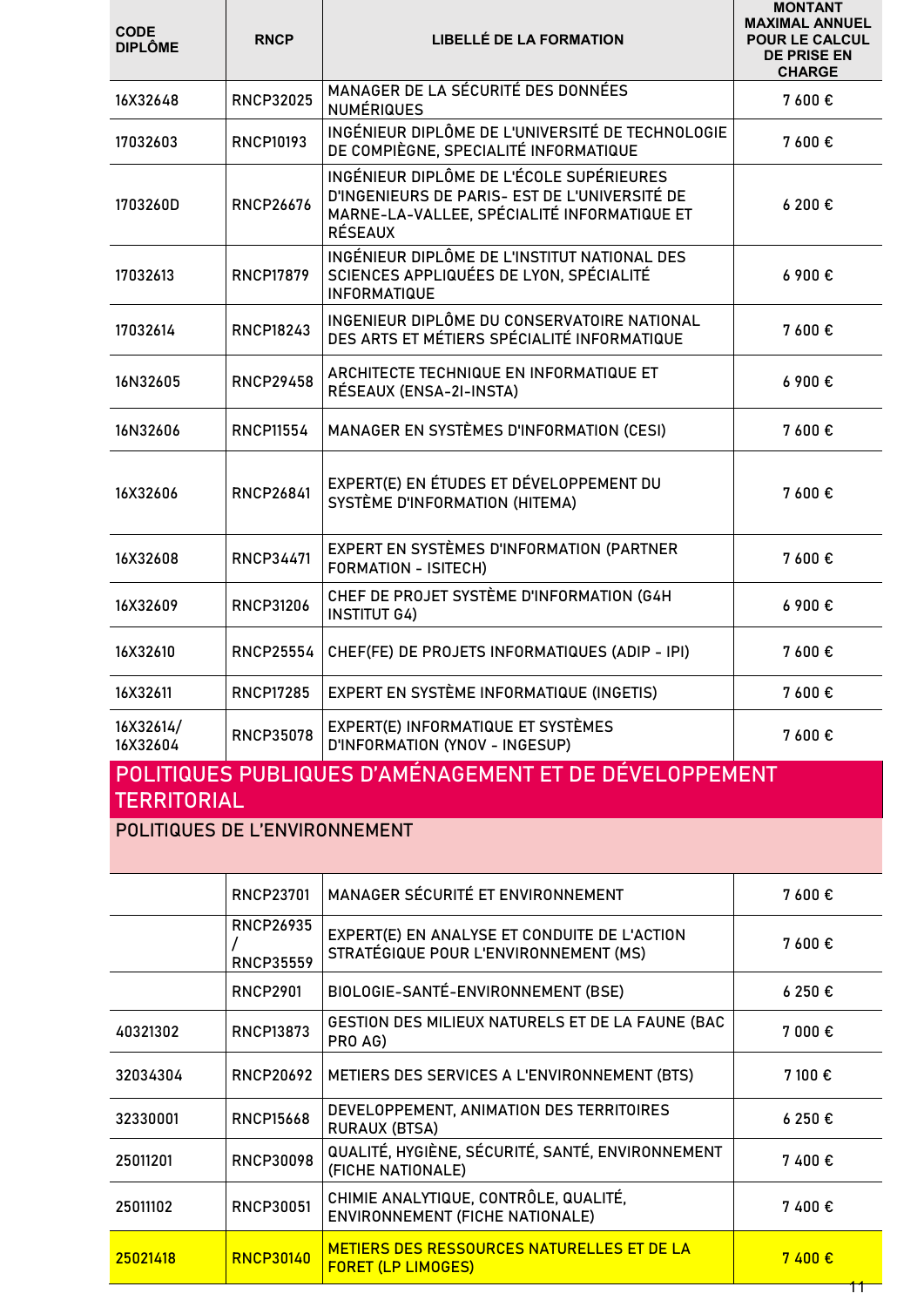| CODE DIPLÔME | RNCP | LIBELLÉ DE LA FORMATION | MONTANT MAXIMAL ANNUEL POUR LE CALCUL DE PRISE EN CHARGE |
|---|---|---|---|
| 16X32648 | RNCP32025 | MANAGER DE LA SÉCURITÉ DES DONNÉES NUMÉRIQUES | 7 600 € |
| 17032603 | RNCP10193 | INGÉNIEUR DIPLÔME DE L'UNIVERSITÉ DE TECHNOLOGIE DE COMPIÈGNE, SPECIALITÉ INFORMATIQUE | 7 600 € |
| 1703260D | RNCP26676 | INGÉNIEUR DIPLÔME DE L'ÉCOLE SUPÉRIEURES D'INGENIEURS DE PARIS- EST DE L'UNIVERSITÉ DE MARNE-LA-VALLEE, SPÉCIALITÉ INFORMATIQUE ET RÉSEAUX | 6 200 € |
| 17032613 | RNCP17879 | INGÉNIEUR DIPLÔME DE L'INSTITUT NATIONAL DES SCIENCES APPLIQUÉES DE LYON, SPÉCIALITÉ INFORMATIQUE | 6 900 € |
| 17032614 | RNCP18243 | INGENIEUR DIPLÔME DU CONSERVATOIRE NATIONAL DES ARTS ET MÉTIERS SPÉCIALITÉ INFORMATIQUE | 7 600 € |
| 16N32605 | RNCP29458 | ARCHITECTE TECHNIQUE EN INFORMATIQUE ET RÉSEAUX (ENSA-2I-INSTA) | 6 900 € |
| 16N32606 | RNCP11554 | MANAGER EN SYSTÈMES D'INFORMATION (CESI) | 7 600 € |
| 16X32606 | RNCP26841 | EXPERT(E) EN ÉTUDES ET DÉVELOPPEMENT DU SYSTÈME D'INFORMATION (HITEMA) | 7 600 € |
| 16X32608 | RNCP34471 | EXPERT EN SYSTÈMES D'INFORMATION (PARTNER FORMATION - ISITECH) | 7 600 € |
| 16X32609 | RNCP31206 | CHEF DE PROJET SYSTÈME D'INFORMATION (G4H INSTITUT G4) | 6 900 € |
| 16X32610 | RNCP25554 | CHEF(FE) DE PROJETS INFORMATIQUES (ADIP - IPI) | 7 600 € |
| 16X32611 | RNCP17285 | EXPERT EN SYSTÈME INFORMATIQUE (INGETIS) | 7 600 € |
| 16X32614/ 16X32604 | RNCP35078 | EXPERT(E) INFORMATIQUE ET SYSTÈMES D'INFORMATION (YNOV - INGESUP) | 7 600 € |

## POLITIQUES PUBLIQUES D'AMÉNAGEMENT ET DE DÉVELOPPEMENT TERRITORIAL

### POLITIQUES DE L'ENVIRONNEMENT

| CODE DIPLÔME | RNCP | LIBELLÉ DE LA FORMATION | MONTANT MAXIMAL ANNUEL POUR LE CALCUL DE PRISE EN CHARGE |
|---|---|---|---|
| | RNCP23701 | MANAGER SÉCURITÉ ET ENVIRONNEMENT | 7 600 € |
| | RNCP26935 / RNCP35559 | EXPERT(E) EN ANALYSE ET CONDUITE DE L'ACTION STRATÉGIQUE POUR L'ENVIRONNEMENT (MS) | 7 600 € |
| | RNCP2901 | BIOLOGIE-SANTÉ-ENVIRONNEMENT (BSE) | 6 250 € |
| 40321302 | RNCP13873 | GESTION DES MILIEUX NATURELS ET DE LA FAUNE (BAC PRO AG) | 7 000 € |
| 32034304 | RNCP20692 | METIERS DES SERVICES A L'ENVIRONNEMENT (BTS) | 7 100 € |
| 32330001 | RNCP15668 | DEVELOPPEMENT, ANIMATION DES TERRITOIRES RURAUX (BTSA) | 6 250 € |
| 25011201 | RNCP30098 | QUALITÉ, HYGIÈNE, SÉCURITÉ, SANTÉ, ENVIRONNEMENT (FICHE NATIONALE) | 7 400 € |
| 25011102 | RNCP30051 | CHIMIE ANALYTIQUE, CONTRÔLE, QUALITÉ, ENVIRONNEMENT (FICHE NATIONALE) | 7 400 € |
| 25021418 | RNCP30140 | METIERS DES RESSOURCES NATURELLES ET DE LA FORET (LP LIMOGES) | 7 400 € |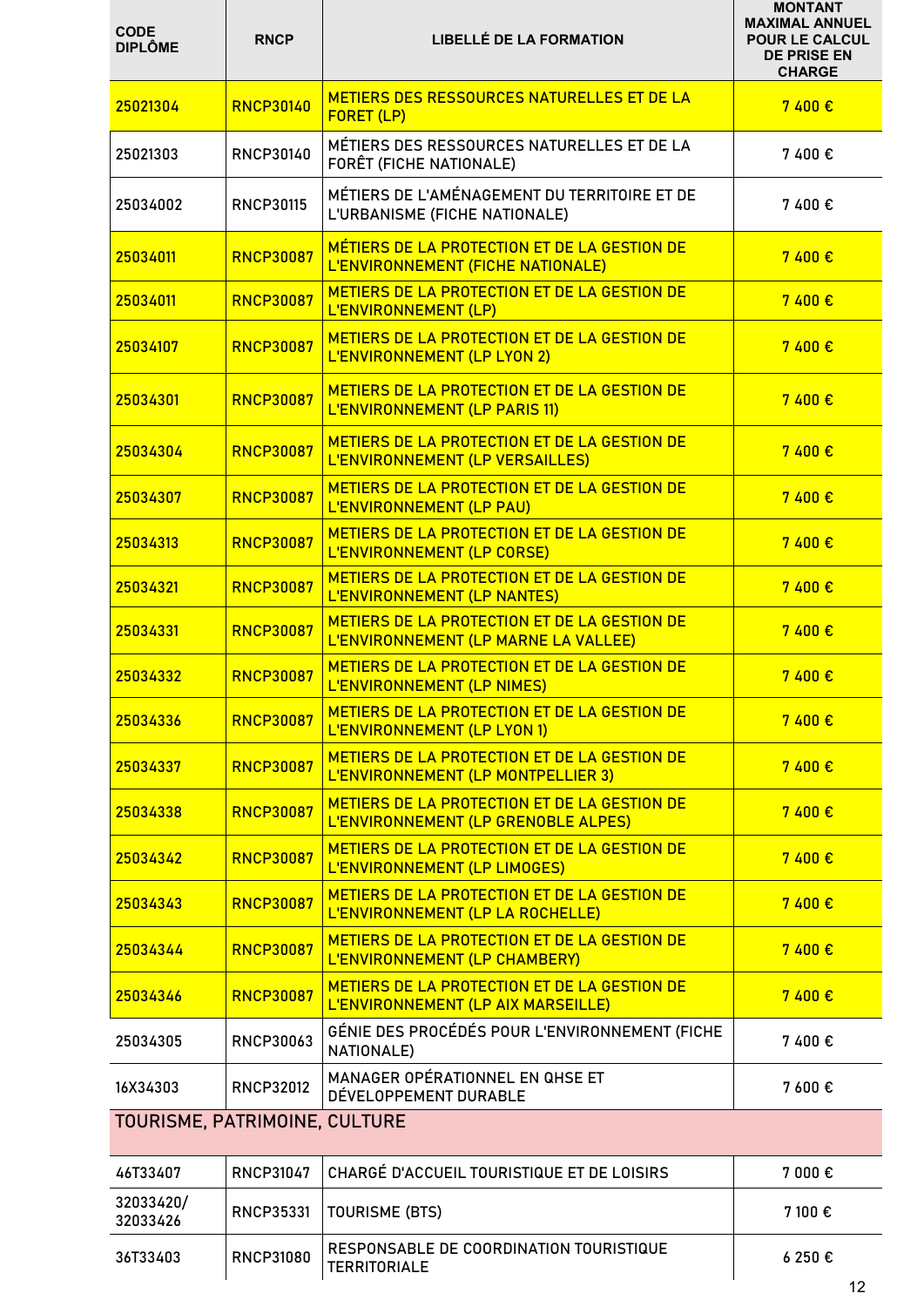| CODE DIPLÔME | RNCP | LIBELLÉ DE LA FORMATION | MONTANT MAXIMAL ANNUEL POUR LE CALCUL DE PRISE EN CHARGE |
|---|---|---|---|
| 25021304 | RNCP30140 | METIERS DES RESSOURCES NATURELLES ET DE LA FORET (LP) | 7 400 € |
| 25021303 | RNCP30140 | MÉTIERS DES RESSOURCES NATURELLES ET DE LA FORÊT (FICHE NATIONALE) | 7 400 € |
| 25034002 | RNCP30115 | MÉTIERS DE L'AMÉNAGEMENT DU TERRITOIRE ET DE L'URBANISME (FICHE NATIONALE) | 7 400 € |
| 25034011 | RNCP30087 | MÉTIERS DE LA PROTECTION ET DE LA GESTION DE L'ENVIRONNEMENT (FICHE NATIONALE) | 7 400 € |
| 25034011 | RNCP30087 | METIERS DE LA PROTECTION ET DE LA GESTION DE L'ENVIRONNEMENT (LP) | 7 400 € |
| 25034107 | RNCP30087 | METIERS DE LA PROTECTION ET DE LA GESTION DE L'ENVIRONNEMENT (LP LYON 2) | 7 400 € |
| 25034301 | RNCP30087 | METIERS DE LA PROTECTION ET DE LA GESTION DE L'ENVIRONNEMENT (LP PARIS 11) | 7 400 € |
| 25034304 | RNCP30087 | METIERS DE LA PROTECTION ET DE LA GESTION DE L'ENVIRONNEMENT (LP VERSAILLES) | 7 400 € |
| 25034307 | RNCP30087 | METIERS DE LA PROTECTION ET DE LA GESTION DE L'ENVIRONNEMENT (LP PAU) | 7 400 € |
| 25034313 | RNCP30087 | METIERS DE LA PROTECTION ET DE LA GESTION DE L'ENVIRONNEMENT (LP CORSE) | 7 400 € |
| 25034321 | RNCP30087 | METIERS DE LA PROTECTION ET DE LA GESTION DE L'ENVIRONNEMENT (LP NANTES) | 7 400 € |
| 25034331 | RNCP30087 | METIERS DE LA PROTECTION ET DE LA GESTION DE L'ENVIRONNEMENT (LP MARNE LA VALLEE) | 7 400 € |
| 25034332 | RNCP30087 | METIERS DE LA PROTECTION ET DE LA GESTION DE L'ENVIRONNEMENT (LP NIMES) | 7 400 € |
| 25034336 | RNCP30087 | METIERS DE LA PROTECTION ET DE LA GESTION DE L'ENVIRONNEMENT (LP LYON 1) | 7 400 € |
| 25034337 | RNCP30087 | METIERS DE LA PROTECTION ET DE LA GESTION DE L'ENVIRONNEMENT (LP MONTPELLIER 3) | 7 400 € |
| 25034338 | RNCP30087 | METIERS DE LA PROTECTION ET DE LA GESTION DE L'ENVIRONNEMENT (LP GRENOBLE ALPES) | 7 400 € |
| 25034342 | RNCP30087 | METIERS DE LA PROTECTION ET DE LA GESTION DE L'ENVIRONNEMENT (LP LIMOGES) | 7 400 € |
| 25034343 | RNCP30087 | METIERS DE LA PROTECTION ET DE LA GESTION DE L'ENVIRONNEMENT (LP LA ROCHELLE) | 7 400 € |
| 25034344 | RNCP30087 | METIERS DE LA PROTECTION ET DE LA GESTION DE L'ENVIRONNEMENT (LP CHAMBERY) | 7 400 € |
| 25034346 | RNCP30087 | METIERS DE LA PROTECTION ET DE LA GESTION DE L'ENVIRONNEMENT (LP AIX MARSEILLE) | 7 400 € |
| 25034305 | RNCP30063 | GÉNIE DES PROCÉDÉS POUR L'ENVIRONNEMENT (FICHE NATIONALE) | 7 400 € |
| 16X34303 | RNCP32012 | MANAGER OPÉRATIONNEL EN QHSE ET DÉVELOPPEMENT DURABLE | 7 600 € |
| **TOURISME, PATRIMOINE, CULTURE** | | | |
| 46T33407 | RNCP31047 | CHARGÉ D'ACCUEIL TOURISTIQUE ET DE LOISIRS | 7 000 € |
| 32033420/ 32033426 | RNCP35331 | TOURISME (BTS) | 7 100 € |
| 36T33403 | RNCP31080 | RESPONSABLE DE COORDINATION TOURISTIQUE TERRITORIALE | 6 250 € |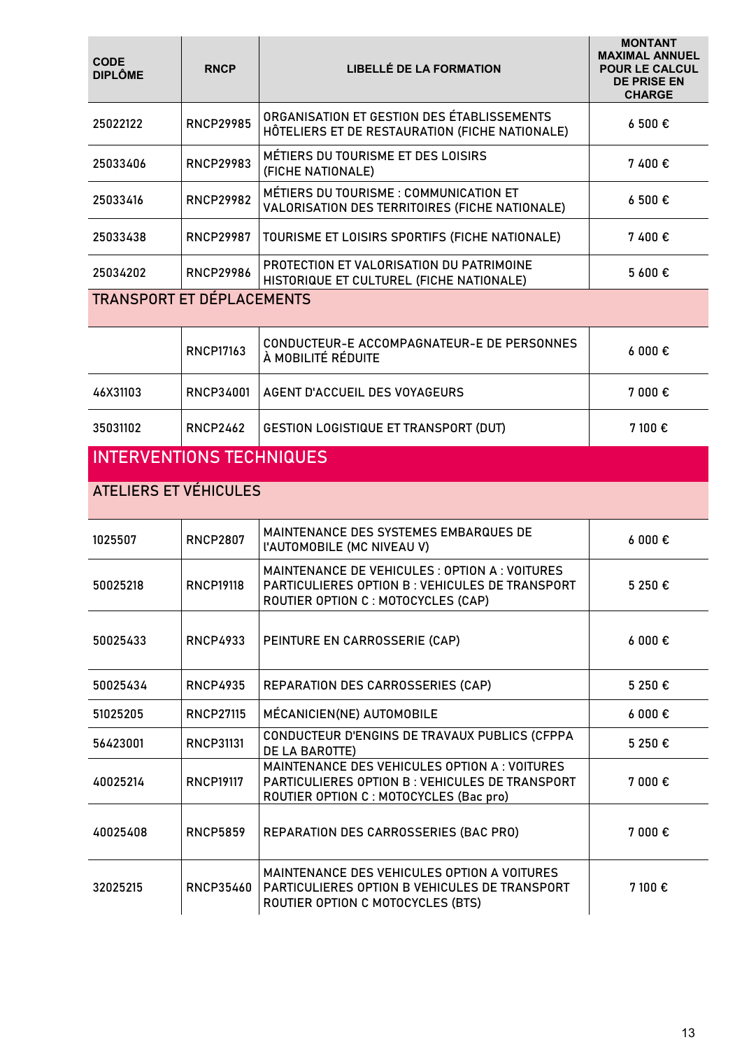| CODE DIPLÔME | RNCP | LIBELLÉ DE LA FORMATION | MONTANT MAXIMAL ANNUEL POUR LE CALCUL DE PRISE EN CHARGE |
|---|---|---|---|
| 25022122 | RNCP29985 | ORGANISATION ET GESTION DES ÉTABLISSEMENTS HÔTELIERS ET DE RESTAURATION (FICHE NATIONALE) | 6 500 € |
| 25033406 | RNCP29983 | MÉTIERS DU TOURISME ET DES LOISIRS (FICHE NATIONALE) | 7 400 € |
| 25033416 | RNCP29982 | MÉTIERS DU TOURISME : COMMUNICATION ET VALORISATION DES TERRITOIRES (FICHE NATIONALE) | 6 500 € |
| 25033438 | RNCP29987 | TOURISME ET LOISIRS SPORTIFS (FICHE NATIONALE) | 7 400 € |
| 25034202 | RNCP29986 | PROTECTION ET VALORISATION DU PATRIMOINE HISTORIQUE ET CULTUREL (FICHE NATIONALE) | 5 600 € |
| **TRANSPORT ET DÉPLACEMENTS** | | | |
| | RNCP17163 | CONDUCTEUR-E ACCOMPAGNATEUR-E DE PERSONNES À MOBILITÉ RÉDUITE | 6 000 € |
| 46X31103 | RNCP34001 | AGENT D'ACCUEIL DES VOYAGEURS | 7 000 € |
| 35031102 | RNCP2462 | GESTION LOGISTIQUE ET TRANSPORT (DUT) | 7 100 € |
| **INTERVENTIONS TECHNIQUES** | | | |
| **ATELIERS ET VÉHICULES** | | | |
| 1025507 | RNCP2807 | MAINTENANCE DES SYSTEMES EMBARQUES DE l'AUTOMOBILE (MC NIVEAU V) | 6 000 € |
| 50025218 | RNCP19118 | MAINTENANCE DE VEHICULES : OPTION A : VOITURES PARTICULIERES OPTION B : VEHICULES DE TRANSPORT ROUTIER OPTION C : MOTOCYCLES (CAP) | 5 250 € |
| 50025433 | RNCP4933 | PEINTURE EN CARROSSERIE (CAP) | 6 000 € |
| 50025434 | RNCP4935 | REPARATION DES CARROSSERIES (CAP) | 5 250 € |
| 51025205 | RNCP27115 | MÉCANICIEN(NE) AUTOMOBILE | 6 000 € |
| 56423001 | RNCP31131 | CONDUCTEUR D'ENGINS DE TRAVAUX PUBLICS (CFPPA DE LA BAROTTE) | 5 250 € |
| 40025214 | RNCP19117 | MAINTENANCE DES VEHICULES OPTION A : VOITURES PARTICULIERES OPTION B : VEHICULES DE TRANSPORT ROUTIER OPTION C : MOTOCYCLES (Bac pro) | 7 000 € |
| 40025408 | RNCP5859 | REPARATION DES CARROSSERIES (BAC PRO) | 7 000 € |
| 32025215 | RNCP35460 | MAINTENANCE DES VEHICULES OPTION A VOITURES PARTICULIERES OPTION B VEHICULES DE TRANSPORT ROUTIER OPTION C MOTOCYCLES (BTS) | 7 100 € |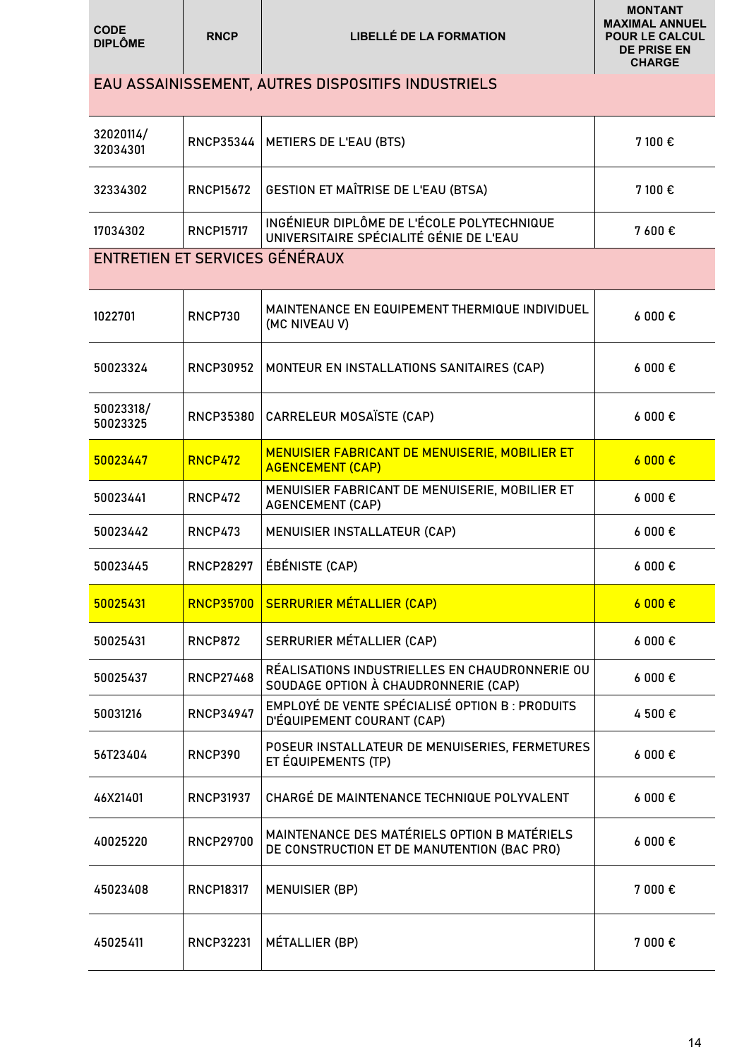| CODE DIPLÔME | RNCP | LIBELLÉ DE LA FORMATION | MONTANT MAXIMAL ANNUEL POUR LE CALCUL DE PRISE EN CHARGE |
|---|---|---|---|
| **EAU ASSAINISSEMENT, AUTRES DISPOSITIFS INDUSTRIELS** | | | |
| 32020114/ 32034301 | RNCP35344 | METIERS DE L'EAU (BTS) | 7 100 € |
| 32334302 | RNCP15672 | GESTION ET MAÎTRISE DE L'EAU (BTSA) | 7 100 € |
| 17034302 | RNCP15717 | INGÉNIEUR DIPLÔME DE L'ÉCOLE POLYTECHNIQUE UNIVERSITAIRE SPÉCIALITÉ GÉNIE DE L'EAU | 7 600 € |
| **ENTRETIEN ET SERVICES GÉNÉRAUX** | | | |
| 1022701 | RNCP730 | MAINTENANCE EN EQUIPEMENT THERMIQUE INDIVIDUEL (MC NIVEAU V) | 6 000 € |
| 50023324 | RNCP30952 | MONTEUR EN INSTALLATIONS SANITAIRES (CAP) | 6 000 € |
| 50023318/ 50023325 | RNCP35380 | CARRELEUR MOSAÏSTE (CAP) | 6 000 € |
| 50023447 | RNCP472 | MENUISIER FABRICANT DE MENUISERIE, MOBILIER ET AGENCEMENT (CAP) | 6 000 € |
| 50023441 | RNCP472 | MENUISIER FABRICANT DE MENUISERIE, MOBILIER ET AGENCEMENT (CAP) | 6 000 € |
| 50023442 | RNCP473 | MENUISIER INSTALLATEUR (CAP) | 6 000 € |
| 50023445 | RNCP28297 | ÉBÉNISTE (CAP) | 6 000 € |
| 50025431 | RNCP35700 | SERRURIER MÉTALLIER (CAP) | 6 000 € |
| 50025431 | RNCP872 | SERRURIER MÉTALLIER (CAP) | 6 000 € |
| 50025437 | RNCP27468 | RÉALISATIONS INDUSTRIELLES EN CHAUDRONNERIE OU SOUDAGE OPTION À CHAUDRONNERIE (CAP) | 6 000 € |
| 50031216 | RNCP34947 | EMPLOYÉ DE VENTE SPÉCIALISÉ OPTION B : PRODUITS D'ÉQUIPEMENT COURANT (CAP) | 4 500 € |
| 56T23404 | RNCP390 | POSEUR INSTALLATEUR DE MENUISERIES, FERMETURES ET ÉQUIPEMENTS (TP) | 6 000 € |
| 46X21401 | RNCP31937 | CHARGÉ DE MAINTENANCE TECHNIQUE POLYVALENT | 6 000 € |
| 40025220 | RNCP29700 | MAINTENANCE DES MATÉRIELS OPTION B MATÉRIELS DE CONSTRUCTION ET DE MANUTENTION (BAC PRO) | 6 000 € |
| 45023408 | RNCP18317 | MENUISIER (BP) | 7 000 € |
| 45025411 | RNCP32231 | MÉTALLIER (BP) | 7 000 € |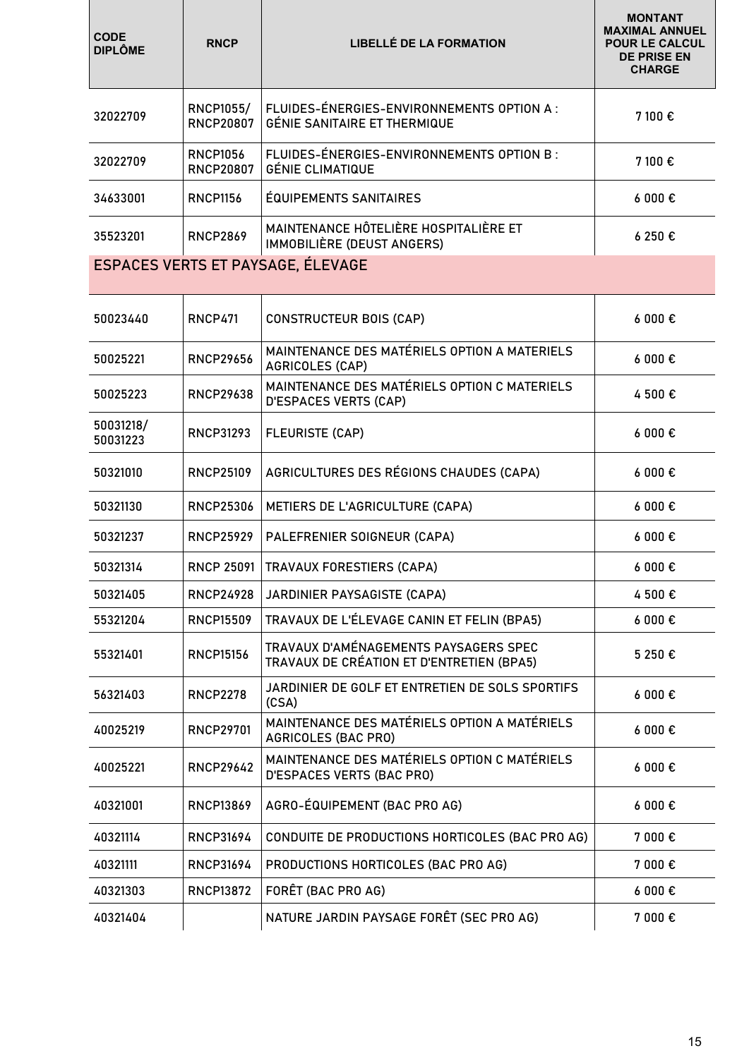| CODE DIPLÔME | RNCP | LIBELLÉ DE LA FORMATION | MONTANT MAXIMAL ANNUEL POUR LE CALCUL DE PRISE EN CHARGE |
|---|---|---|---|
| 32022709 | RNCP1055/ RNCP20807 | FLUIDES-ÉNERGIES-ENVIRONNEMENTS OPTION A : GÉNIE SANITAIRE ET THERMIQUE | 7 100 € |
| 32022709 | RNCP1056 RNCP20807 | FLUIDES-ÉNERGIES-ENVIRONNEMENTS OPTION B : GÉNIE CLIMATIQUE | 7 100 € |
| 34633001 | RNCP1156 | ÉQUIPEMENTS SANITAIRES | 6 000 € |
| 35523201 | RNCP2869 | MAINTENANCE HÔTELIÈRE HOSPITALIÈRE ET IMMOBILIÈRE (DEUST ANGERS) | 6 250 € |
| **ESPACES VERTS ET PAYSAGE, ÉLEVAGE** | | | |
| 50023440 | RNCP471 | CONSTRUCTEUR BOIS (CAP) | 6 000 € |
| 50025221 | RNCP29656 | MAINTENANCE DES MATÉRIELS OPTION A MATERIELS AGRICOLES (CAP) | 6 000 € |
| 50025223 | RNCP29638 | MAINTENANCE DES MATÉRIELS OPTION C MATERIELS D'ESPACES VERTS (CAP) | 4 500 € |
| 50031218/ 50031223 | RNCP31293 | FLEURISTE (CAP) | 6 000 € |
| 50321010 | RNCP25109 | AGRICULTURES DES RÉGIONS CHAUDES (CAPA) | 6 000 € |
| 50321130 | RNCP25306 | METIERS DE L'AGRICULTURE (CAPA) | 6 000 € |
| 50321237 | RNCP25929 | PALEFRENIER SOIGNEUR (CAPA) | 6 000 € |
| 50321314 | RNCP 25091 | TRAVAUX FORESTIERS (CAPA) | 6 000 € |
| 50321405 | RNCP24928 | JARDINIER PAYSAGISTE (CAPA) | 4 500 € |
| 55321204 | RNCP15509 | TRAVAUX DE L'ÉLEVAGE CANIN ET FELIN (BPA5) | 6 000 € |
| 55321401 | RNCP15156 | TRAVAUX D'AMÉNAGEMENTS PAYSAGERS SPEC TRAVAUX DE CRÉATION ET D'ENTRETIEN (BPA5) | 5 250 € |
| 56321403 | RNCP2278 | JARDINIER DE GOLF ET ENTRETIEN DE SOLS SPORTIFS (CSA) | 6 000 € |
| 40025219 | RNCP29701 | MAINTENANCE DES MATÉRIELS OPTION A MATÉRIELS AGRICOLES (BAC PRO) | 6 000 € |
| 40025221 | RNCP29642 | MAINTENANCE DES MATÉRIELS OPTION C MATÉRIELS D'ESPACES VERTS (BAC PRO) | 6 000 € |
| 40321001 | RNCP13869 | AGRO-ÉQUIPEMENT (BAC PRO AG) | 6 000 € |
| 40321114 | RNCP31694 | CONDUITE DE PRODUCTIONS HORTICOLES (BAC PRO AG) | 7 000 € |
| 40321111 | RNCP31694 | PRODUCTIONS HORTICOLES (BAC PRO AG) | 7 000 € |
| 40321303 | RNCP13872 | FORÊT (BAC PRO AG) | 6 000 € |
| 40321404 | | NATURE JARDIN PAYSAGE FORÊT (SEC PRO AG) | 7 000 € |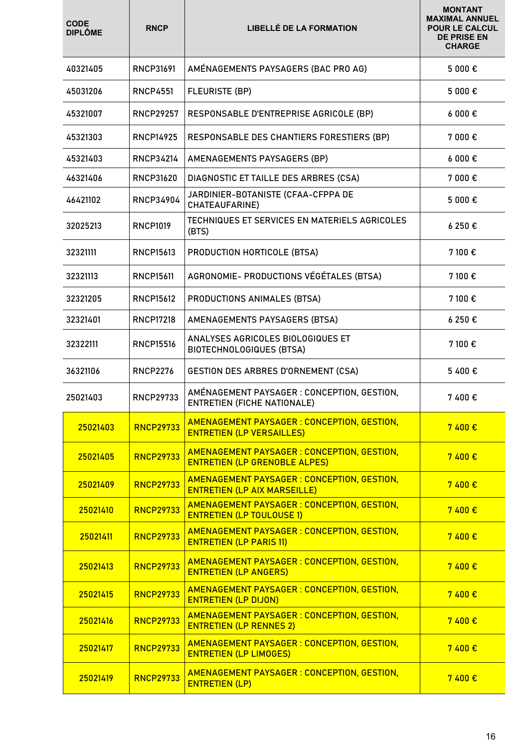| CODE DIPLÔME | RNCP | LIBELLÉ DE LA FORMATION | MONTANT MAXIMAL ANNUEL POUR LE CALCUL DE PRISE EN CHARGE |
|---|---|---|---|
| 40321405 | RNCP31691 | AMÉNAGEMENTS PAYSAGERS (BAC PRO AG) | 5 000 € |
| 45031206 | RNCP4551 | FLEURISTE (BP) | 5 000 € |
| 45321007 | RNCP29257 | RESPONSABLE D'ENTREPRISE AGRICOLE (BP) | 6 000 € |
| 45321303 | RNCP14925 | RESPONSABLE DES CHANTIERS FORESTIERS (BP) | 7 000 € |
| 45321403 | RNCP34214 | AMENAGEMENTS PAYSAGERS (BP) | 6 000 € |
| 46321406 | RNCP31620 | DIAGNOSTIC ET TAILLE DES ARBRES (CSA) | 7 000 € |
| 46421102 | RNCP34904 | JARDINIER-BOTANISTE (CFAA-CFPPA DE CHATEAUFARINE) | 5 000 € |
| 32025213 | RNCP1019 | TECHNIQUES ET SERVICES EN MATERIELS AGRICOLES (BTS) | 6 250 € |
| 32321111 | RNCP15613 | PRODUCTION HORTICOLE (BTSA) | 7 100 € |
| 32321113 | RNCP15611 | AGRONOMIE- PRODUCTIONS VÉGÉTALES (BTSA) | 7 100 € |
| 32321205 | RNCP15612 | PRODUCTIONS ANIMALES (BTSA) | 7 100 € |
| 32321401 | RNCP17218 | AMENAGEMENTS PAYSAGERS (BTSA) | 6 250 € |
| 32322111 | RNCP15516 | ANALYSES AGRICOLES BIOLOGIQUES ET BIOTECHNOLOGIQUES (BTSA) | 7 100 € |
| 36321106 | RNCP2276 | GESTION DES ARBRES D'ORNEMENT (CSA) | 5 400 € |
| 25021403 | RNCP29733 | AMÉNAGEMENT PAYSAGER : CONCEPTION, GESTION, ENTRETIEN (FICHE NATIONALE) | 7 400 € |
| 25021403 | RNCP29733 | AMENAGEMENT PAYSAGER : CONCEPTION, GESTION, ENTRETIEN (LP VERSAILLES) | 7 400 € |
| 25021405 | RNCP29733 | AMENAGEMENT PAYSAGER : CONCEPTION, GESTION, ENTRETIEN (LP GRENOBLE ALPES) | 7 400 € |
| 25021409 | RNCP29733 | AMENAGEMENT PAYSAGER : CONCEPTION, GESTION, ENTRETIEN (LP AIX MARSEILLE) | 7 400 € |
| 25021410 | RNCP29733 | AMENAGEMENT PAYSAGER : CONCEPTION, GESTION, ENTRETIEN (LP TOULOUSE 1) | 7 400 € |
| 25021411 | RNCP29733 | AMENAGEMENT PAYSAGER : CONCEPTION, GESTION, ENTRETIEN (LP PARIS 11) | 7 400 € |
| 25021413 | RNCP29733 | AMENAGEMENT PAYSAGER : CONCEPTION, GESTION, ENTRETIEN (LP ANGERS) | 7 400 € |
| 25021415 | RNCP29733 | AMENAGEMENT PAYSAGER : CONCEPTION, GESTION, ENTRETIEN (LP DIJON) | 7 400 € |
| 25021416 | RNCP29733 | AMENAGEMENT PAYSAGER : CONCEPTION, GESTION, ENTRETIEN (LP RENNES 2) | 7 400 € |
| 25021417 | RNCP29733 | AMENAGEMENT PAYSAGER : CONCEPTION, GESTION, ENTRETIEN (LP LIMOGES) | 7 400 € |
| 25021419 | RNCP29733 | AMENAGEMENT PAYSAGER : CONCEPTION, GESTION, ENTRETIEN (LP) | 7 400 € |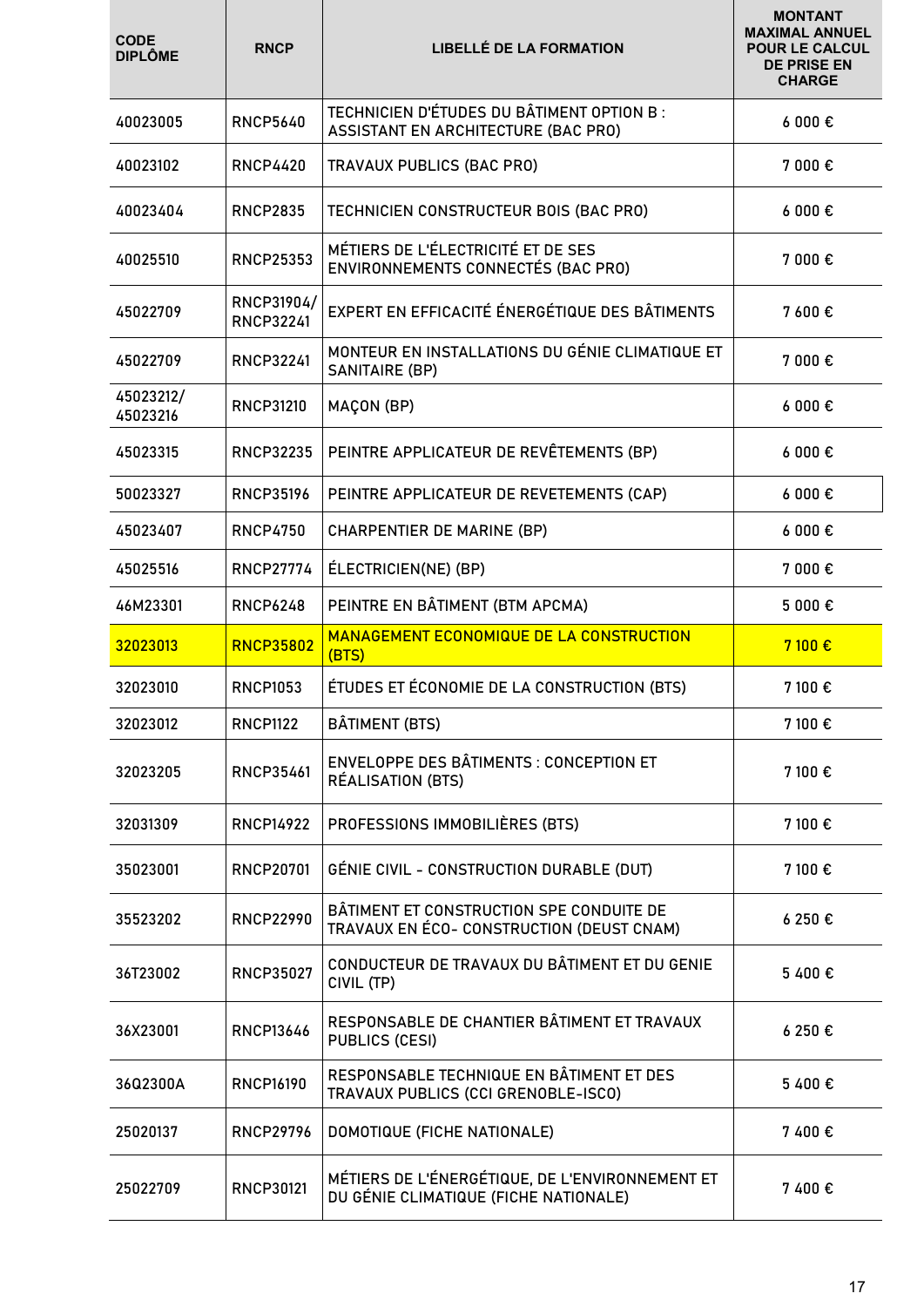| CODE DIPLÔME | RNCP | LIBELLÉ DE LA FORMATION | MONTANT MAXIMAL ANNUEL POUR LE CALCUL DE PRISE EN CHARGE |
| --- | --- | --- | --- |
| 40023005 | RNCP5640 | TECHNICIEN D'ÉTUDES DU BÂTIMENT OPTION B : ASSISTANT EN ARCHITECTURE (BAC PRO) | 6 000 € |
| 40023102 | RNCP4420 | TRAVAUX PUBLICS (BAC PRO) | 7 000 € |
| 40023404 | RNCP2835 | TECHNICIEN CONSTRUCTEUR BOIS (BAC PRO) | 6 000 € |
| 40025510 | RNCP25353 | MÉTIERS DE L'ÉLECTRICITÉ ET DE SES ENVIRONNEMENTS CONNECTÉS (BAC PRO) | 7 000 € |
| 45022709 | RNCP31904/ RNCP32241 | EXPERT EN EFFICACITÉ ÉNERGÉTIQUE DES BÂTIMENTS | 7 600 € |
| 45022709 | RNCP32241 | MONTEUR EN INSTALLATIONS DU GÉNIE CLIMATIQUE ET SANITAIRE (BP) | 7 000 € |
| 45023212/ 45023216 | RNCP31210 | MAÇON (BP) | 6 000 € |
| 45023315 | RNCP32235 | PEINTRE APPLICATEUR DE REVÊTEMENTS (BP) | 6 000 € |
| 50023327 | RNCP35196 | PEINTRE APPLICATEUR DE REVETEMENTS (CAP) | 6 000 € |
| 45023407 | RNCP4750 | CHARPENTIER DE MARINE (BP) | 6 000 € |
| 45025516 | RNCP27774 | ÉLECTRICIEN(NE) (BP) | 7 000 € |
| 46M23301 | RNCP6248 | PEINTRE EN BÂTIMENT (BTM APCMA) | 5 000 € |
| 32023013 | RNCP35802 | MANAGEMENT ECONOMIQUE DE LA CONSTRUCTION (BTS) | 7 100 € |
| 32023010 | RNCP1053 | ÉTUDES ET ÉCONOMIE DE LA CONSTRUCTION (BTS) | 7 100 € |
| 32023012 | RNCP1122 | BÂTIMENT (BTS) | 7 100 € |
| 32023205 | RNCP35461 | ENVELOPPE DES BÂTIMENTS : CONCEPTION ET RÉALISATION (BTS) | 7 100 € |
| 32031309 | RNCP14922 | PROFESSIONS IMMOBILIÈRES (BTS) | 7 100 € |
| 35023001 | RNCP20701 | GÉNIE CIVIL - CONSTRUCTION DURABLE (DUT) | 7 100 € |
| 35523202 | RNCP22990 | BÂTIMENT ET CONSTRUCTION SPE CONDUITE DE TRAVAUX EN ÉCO- CONSTRUCTION (DEUST CNAM) | 6 250 € |
| 36T23002 | RNCP35027 | CONDUCTEUR DE TRAVAUX DU BÂTIMENT ET DU GENIE CIVIL (TP) | 5 400 € |
| 36X23001 | RNCP13646 | RESPONSABLE DE CHANTIER BÂTIMENT ET TRAVAUX PUBLICS (CESI) | 6 250 € |
| 36Q2300A | RNCP16190 | RESPONSABLE TECHNIQUE EN BÂTIMENT ET DES TRAVAUX PUBLICS (CCI GRENOBLE-ISCO) | 5 400 € |
| 25020137 | RNCP29796 | DOMOTIQUE (FICHE NATIONALE) | 7 400 € |
| 25022709 | RNCP30121 | MÉTIERS DE L'ÉNERGÉTIQUE, DE L'ENVIRONNEMENT ET DU GÉNIE CLIMATIQUE (FICHE NATIONALE) | 7 400 € |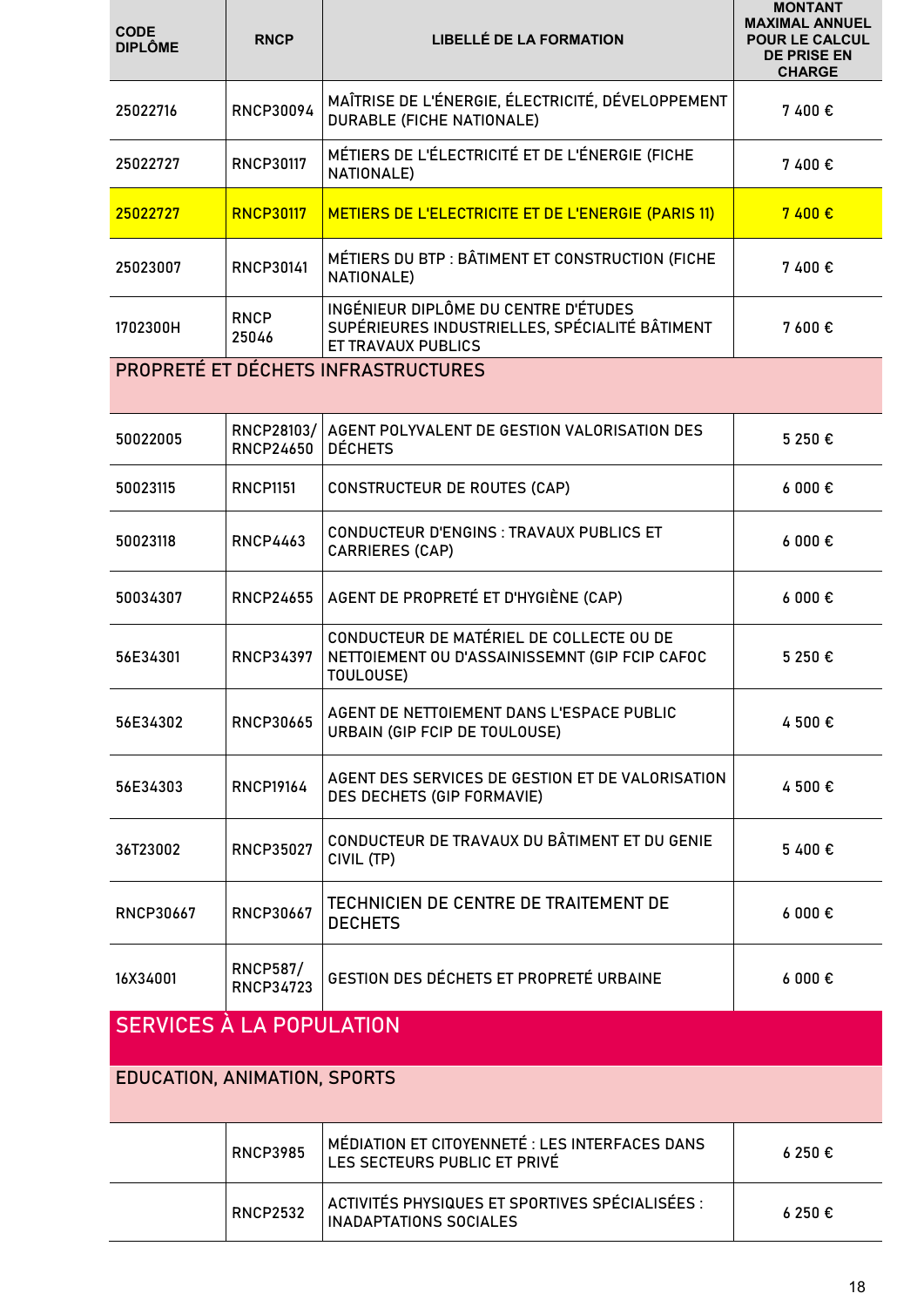| CODE DIPLÔME | RNCP | LIBELLÉ DE LA FORMATION | MONTANT MAXIMAL ANNUEL POUR LE CALCUL DE PRISE EN CHARGE |
|---|---|---|---|
| 25022716 | RNCP30094 | MAÎTRISE DE L'ÉNERGIE, ÉLECTRICITÉ, DÉVELOPPEMENT DURABLE (FICHE NATIONALE) | 7 400 € |
| 25022727 | RNCP30117 | MÉTIERS DE L'ÉLECTRICITÉ ET DE L'ÉNERGIE (FICHE NATIONALE) | 7 400 € |
| 25022727 | RNCP30117 | METIERS DE L'ELECTRICITE ET DE L'ENERGIE (PARIS 11) | 7 400 € |
| 25023007 | RNCP30141 | MÉTIERS DU BTP : BÂTIMENT ET CONSTRUCTION (FICHE NATIONALE) | 7 400 € |
| 1702300H | RNCP 25046 | INGÉNIEUR DIPLÔMÉ DU CENTRE D'ÉTUDES SUPÉRIEURES INDUSTRIELLES, SPÉCIALITÉ BÂTIMENT ET TRAVAUX PUBLICS | 7 600 € |
| **PROPRETÉ ET DÉCHETS INFRASTRUCTURES** | | | |
| 50022005 | RNCP28103/ RNCP24650 | AGENT POLYVALENT DE GESTION VALORISATION DES DÉCHETS | 5 250 € |
| 50023115 | RNCP1151 | CONSTRUCTEUR DE ROUTES (CAP) | 6 000 € |
| 50023118 | RNCP4463 | CONDUCTEUR D'ENGINS : TRAVAUX PUBLICS ET CARRIERES (CAP) | 6 000 € |
| 50034307 | RNCP24655 | AGENT DE PROPRETÉ ET D'HYGIÈNE (CAP) | 6 000 € |
| 56E34301 | RNCP34397 | CONDUCTEUR DE MATÉRIEL DE COLLECTE OU DE NETTOIEMENT OU D'ASSAINISSEMNT (GIP FCIP CAFOC TOULOUSE) | 5 250 € |
| 56E34302 | RNCP30665 | AGENT DE NETTOIEMENT DANS L'ESPACE PUBLIC URBAIN (GIP FCIP DE TOULOUSE) | 4 500 € |
| 56E34303 | RNCP19164 | AGENT DES SERVICES DE GESTION ET DE VALORISATION DES DECHETS (GIP FORMAVIE) | 4 500 € |
| 36T23002 | RNCP35027 | CONDUCTEUR DE TRAVAUX DU BÂTIMENT ET DU GENIE CIVIL (TP) | 5 400 € |
| RNCP30667 | RNCP30667 | TECHNICIEN DE CENTRE DE TRAITEMENT DE DECHETS | 6 000 € |
| 16X34001 | RNCP587/ RNCP34723 | GESTION DES DÉCHETS ET PROPRETÉ URBAINE | 6 000 € |
| **SERVICES À LA POPULATION** | | | |
| **EDUCATION, ANIMATION, SPORTS** | | | |
| | RNCP3985 | MÉDIATION ET CITOYENNETÉ : LES INTERFACES DANS LES SECTEURS PUBLIC ET PRIVÉ | 6 250 € |
| | RNCP2532 | ACTIVITÉS PHYSIQUES ET SPORTIVES SPÉCIALISÉES : INADAPTATIONS SOCIALES | 6 250 € |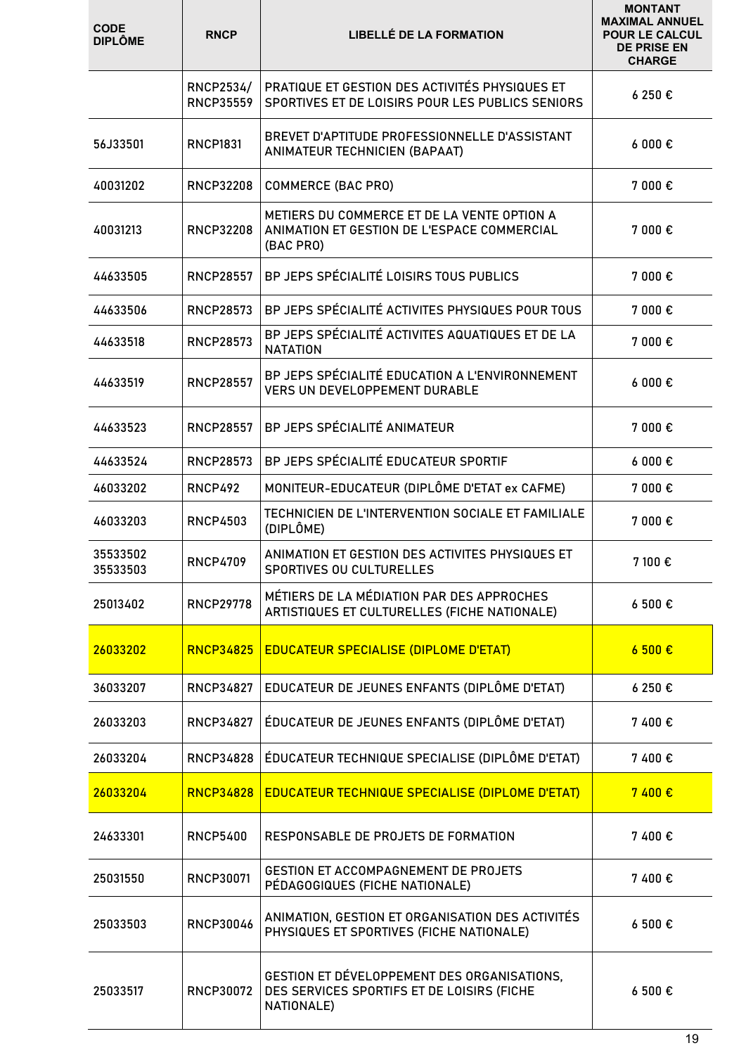| CODE DIPLÔME | RNCP | LIBELLÉ DE LA FORMATION | MONTANT MAXIMAL ANNUEL POUR LE CALCUL DE PRISE EN CHARGE |
|---|---|---|---|
| | RNCP2534/ RNCP35559 | PRATIQUE ET GESTION DES ACTIVITÉS PHYSIQUES ET SPORTIVES ET DE LOISIRS POUR LES PUBLICS SENIORS | 6 250 € |
| 56J33501 | RNCP1831 | BREVET D'APTITUDE PROFESSIONNELLE D'ASSISTANT ANIMATEUR TECHNICIEN (BAPAAT) | 6 000 € |
| 40031202 | RNCP32208 | COMMERCE (BAC PRO) | 7 000 € |
| 40031213 | RNCP32208 | METIERS DU COMMERCE ET DE LA VENTE OPTION A ANIMATION ET GESTION DE L'ESPACE COMMERCIAL (BAC PRO) | 7 000 € |
| 44633505 | RNCP28557 | BP JEPS SPÉCIALITÉ LOISIRS TOUS PUBLICS | 7 000 € |
| 44633506 | RNCP28573 | BP JEPS SPÉCIALITÉ ACTIVITES PHYSIQUES POUR TOUS | 7 000 € |
| 44633518 | RNCP28573 | BP JEPS SPÉCIALITÉ ACTIVITES AQUATIQUES ET DE LA NATATION | 7 000 € |
| 44633519 | RNCP28557 | BP JEPS SPÉCIALITÉ EDUCATION A L'ENVIRONNEMENT VERS UN DEVELOPPEMENT DURABLE | 6 000 € |
| 44633523 | RNCP28557 | BP JEPS SPÉCIALITÉ ANIMATEUR | 7 000 € |
| 44633524 | RNCP28573 | BP JEPS SPÉCIALITÉ EDUCATEUR SPORTIF | 6 000 € |
| 46033202 | RNCP492 | MONITEUR-EDUCATEUR (DIPLÔME D'ETAT ex CAFME) | 7 000 € |
| 46033203 | RNCP4503 | TECHNICIEN DE L'INTERVENTION SOCIALE ET FAMILIALE (DIPLÔME) | 7 000 € |
| 35533502 35533503 | RNCP4709 | ANIMATION ET GESTION DES ACTIVITES PHYSIQUES ET SPORTIVES OU CULTURELLES | 7 100 € |
| 25013402 | RNCP29778 | MÉTIERS DE LA MÉDIATION PAR DES APPROCHES ARTISTIQUES ET CULTURELLES (FICHE NATIONALE) | 6 500 € |
| 26033202 | RNCP34825 | EDUCATEUR SPECIALISE (DIPLOME D'ETAT) | 6 500 € |
| 36033207 | RNCP34827 | EDUCATEUR DE JEUNES ENFANTS (DIPLÔME D'ETAT) | 6 250 € |
| 26033203 | RNCP34827 | ÉDUCATEUR DE JEUNES ENFANTS (DIPLÔME D'ETAT) | 7 400 € |
| 26033204 | RNCP34828 | ÉDUCATEUR TECHNIQUE SPECIALISE (DIPLÔME D'ETAT) | 7 400 € |
| 26033204 | RNCP34828 | EDUCATEUR TECHNIQUE SPECIALISE (DIPLOME D'ETAT) | 7 400 € |
| 24633301 | RNCP5400 | RESPONSABLE DE PROJETS DE FORMATION | 7 400 € |
| 25031550 | RNCP30071 | GESTION ET ACCOMPAGNEMENT DE PROJETS PÉDAGOGIQUES (FICHE NATIONALE) | 7 400 € |
| 25033503 | RNCP30046 | ANIMATION, GESTION ET ORGANISATION DES ACTIVITÉS PHYSIQUES ET SPORTIVES (FICHE NATIONALE) | 6 500 € |
| 25033517 | RNCP30072 | GESTION ET DÉVELOPPEMENT DES ORGANISATIONS, DES SERVICES SPORTIFS ET DE LOISIRS (FICHE NATIONALE) | 6 500 € |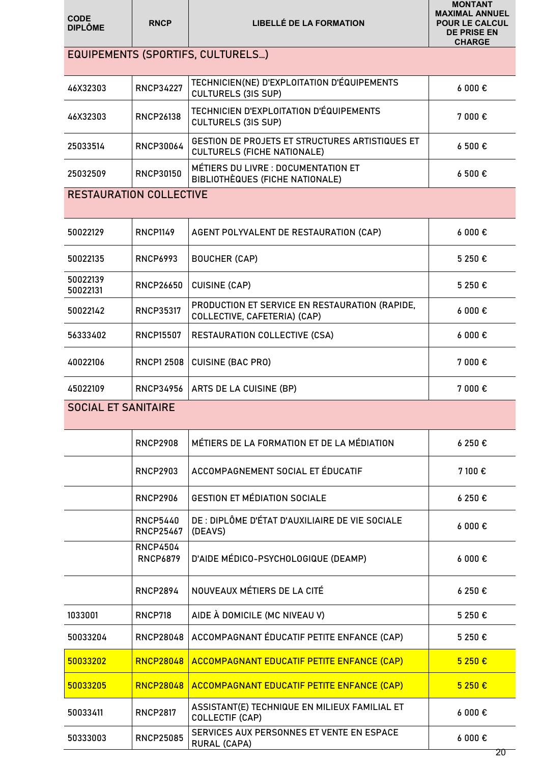| CODE DIPLÔME | RNCP | LIBELLÉ DE LA FORMATION | MONTANT MAXIMAL ANNUEL POUR LE CALCUL DE PRISE EN CHARGE |
|---|---|---|---|
| **EQUIPEMENTS (SPORTIFS, CULTURELS…)** | | | |
| 46X32303 | RNCP34227 | TECHNICIEN(NE) D'EXPLOITATION D'ÉQUIPEMENTS CULTURELS (3IS SUP) | 6 000 € |
| 46X32303 | RNCP26138 | TECHNICIEN D'EXPLOITATION D'ÉQUIPEMENTS CULTURELS (3IS SUP) | 7 000 € |
| 25033514 | RNCP30064 | GESTION DE PROJETS ET STRUCTURES ARTISTIQUES ET CULTURELS (FICHE NATIONALE) | 6 500 € |
| 25032509 | RNCP30150 | MÉTIERS DU LIVRE : DOCUMENTATION ET BIBLIOTHÈQUES (FICHE NATIONALE) | 6 500 € |
| **RESTAURATION COLLECTIVE** | | | |
| 50022129 | RNCP1149 | AGENT POLYVALENT DE RESTAURATION (CAP) | 6 000 € |
| 50022135 | RNCP6993 | BOUCHER (CAP) | 5 250 € |
| 50022139 50022131 | RNCP26650 | CUISINE (CAP) | 5 250 € |
| 50022142 | RNCP35317 | PRODUCTION ET SERVICE EN RESTAURATION (RAPIDE, COLLECTIVE, CAFETERIA) (CAP) | 6 000 € |
| 56333402 | RNCP15507 | RESTAURATION COLLECTIVE (CSA) | 6 000 € |
| 40022106 | RNCP1 2508 | CUISINE (BAC PRO) | 7 000 € |
| 45022109 | RNCP34956 | ARTS DE LA CUISINE (BP) | 7 000 € |
| **SOCIAL ET SANITAIRE** | | | |
| | RNCP2908 | MÉTIERS DE LA FORMATION ET DE LA MÉDIATION | 6 250 € |
| | RNCP2903 | ACCOMPAGNEMENT SOCIAL ET ÉDUCATIF | 7 100 € |
| | RNCP2906 | GESTION ET MÉDIATION SOCIALE | 6 250 € |
| | RNCP5440 RNCP25467 | DE : DIPLÔME D'ÉTAT D'AUXILIAIRE DE VIE SOCIALE (DEAVS) | 6 000 € |
| | RNCP4504 RNCP6879 | D'AIDE MÉDICO-PSYCHOLOGIQUE (DEAMP) | 6 000 € |
| | RNCP2894 | NOUVEAUX MÉTIERS DE LA CITÉ | 6 250 € |
| 1033001 | RNCP718 | AIDE À DOMICILE (MC NIVEAU V) | 5 250 € |
| 50033204 | RNCP28048 | ACCOMPAGNANT ÉDUCATIF PETITE ENFANCE (CAP) | 5 250 € |
| 50033202 | RNCP28048 | ACCOMPAGNANT EDUCATIF PETITE ENFANCE (CAP) | 5 250 € |
| 50033205 | RNCP28048 | ACCOMPAGNANT EDUCATIF PETITE ENFANCE (CAP) | 5 250 € |
| 50033411 | RNCP2817 | ASSISTANT(E) TECHNIQUE EN MILIEUX FAMILIAL ET COLLECTIF (CAP) | 6 000 € |
| 50333003 | RNCP25085 | SERVICES AUX PERSONNES ET VENTE EN ESPACE RURAL (CAPA) | 6 000 € |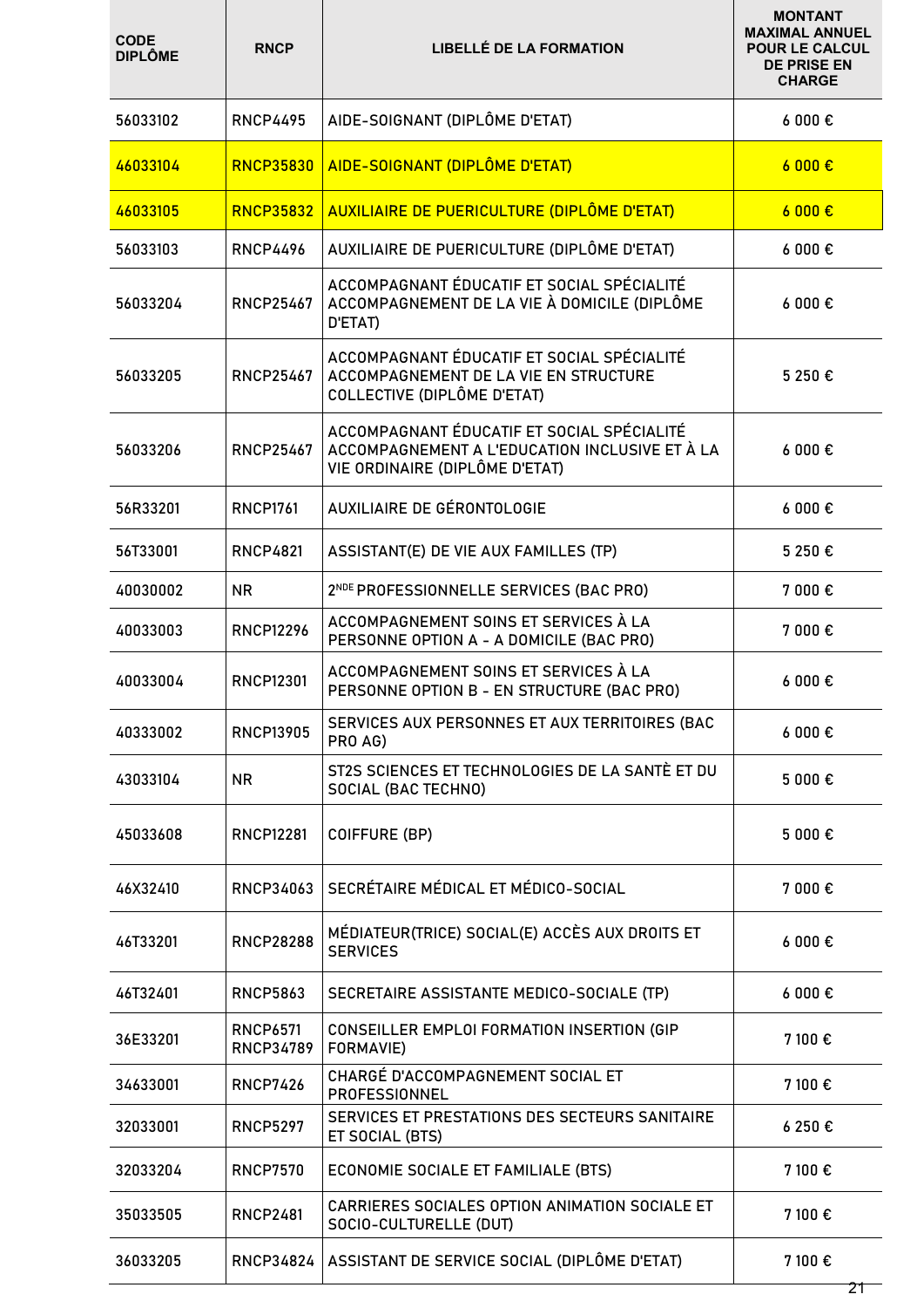| CODE DIPLÔME | RNCP | LIBELLÉ DE LA FORMATION | MONTANT MAXIMAL ANNUEL POUR LE CALCUL DE PRISE EN CHARGE |
|---|---|---|---|
| 56033102 | RNCP4495 | AIDE-SOIGNANT (DIPLÔME D'ETAT) | 6 000 € |
| 46033104 | RNCP35830 | AIDE-SOIGNANT (DIPLÔME D'ETAT) | 6 000 € |
| 46033105 | RNCP35832 | AUXILIAIRE DE PUERICULTURE (DIPLÔME D'ETAT) | 6 000 € |
| 56033103 | RNCP4496 | AUXILIAIRE DE PUERICULTURE (DIPLÔME D'ETAT) | 6 000 € |
| 56033204 | RNCP25467 | ACCOMPAGNANT ÉDUCATIF ET SOCIAL SPÉCIALITÉ ACCOMPAGNEMENT DE LA VIE À DOMICILE (DIPLÔME D'ETAT) | 6 000 € |
| 56033205 | RNCP25467 | ACCOMPAGNANT ÉDUCATIF ET SOCIAL SPÉCIALITÉ ACCOMPAGNEMENT DE LA VIE EN STRUCTURE COLLECTIVE (DIPLÔME D'ETAT) | 5 250 € |
| 56033206 | RNCP25467 | ACCOMPAGNANT ÉDUCATIF ET SOCIAL SPÉCIALITÉ ACCOMPAGNEMENT A L'EDUCATION INCLUSIVE ET À LA VIE ORDINAIRE (DIPLÔME D'ETAT) | 6 000 € |
| 56R33201 | RNCP1761 | AUXILIAIRE DE GÉRONTOLOGIE | 6 000 € |
| 56T33001 | RNCP4821 | ASSISTANT(E) DE VIE AUX FAMILLES (TP) | 5 250 € |
| 40030002 | NR | 2NDE PROFESSIONNELLE SERVICES (BAC PRO) | 7 000 € |
| 40033003 | RNCP12296 | ACCOMPAGNEMENT SOINS ET SERVICES À LA PERSONNE OPTION A - A DOMICILE (BAC PRO) | 7 000 € |
| 40033004 | RNCP12301 | ACCOMPAGNEMENT SOINS ET SERVICES À LA PERSONNE OPTION B - EN STRUCTURE (BAC PRO) | 6 000 € |
| 40333002 | RNCP13905 | SERVICES AUX PERSONNES ET AUX TERRITOIRES (BAC PRO AG) | 6 000 € |
| 43033104 | NR | ST2S SCIENCES ET TECHNOLOGIES DE LA SANTÈ ET DU SOCIAL (BAC TECHNO) | 5 000 € |
| 45033608 | RNCP12281 | COIFFURE (BP) | 5 000 € |
| 46X32410 | RNCP34063 | SECRÉTAIRE MÉDICAL ET MÉDICO-SOCIAL | 7 000 € |
| 46T33201 | RNCP28288 | MÉDIATEUR(TRICE) SOCIAL(E) ACCÈS AUX DROITS ET SERVICES | 6 000 € |
| 46T32401 | RNCP5863 | SECRETAIRE ASSISTANTE MEDICO-SOCIALE (TP) | 6 000 € |
| 36E33201 | RNCP6571 RNCP34789 | CONSEILLER EMPLOI FORMATION INSERTION (GIP FORMAVIE) | 7 100 € |
| 34633001 | RNCP7426 | CHARGÉ D'ACCOMPAGNEMENT SOCIAL ET PROFESSIONNEL | 7 100 € |
| 32033001 | RNCP5297 | SERVICES ET PRESTATIONS DES SECTEURS SANITAIRE ET SOCIAL (BTS) | 6 250 € |
| 32033204 | RNCP7570 | ECONOMIE SOCIALE ET FAMILIALE (BTS) | 7 100 € |
| 35033505 | RNCP2481 | CARRIERES SOCIALES OPTION ANIMATION SOCIALE ET SOCIO-CULTURELLE (DUT) | 7 100 € |
| 36033205 | RNCP34824 | ASSISTANT DE SERVICE SOCIAL (DIPLÔME D'ETAT) | 7 100 € |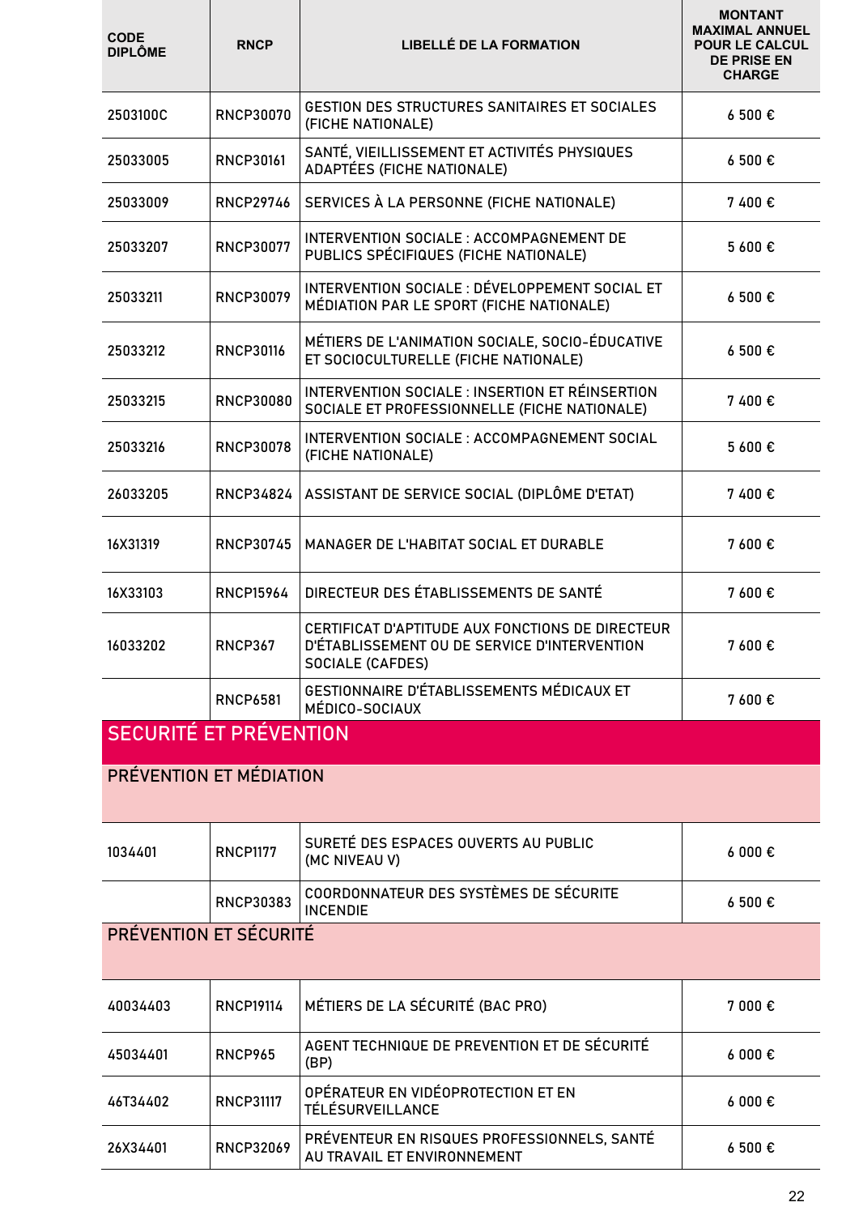| CODE DIPLÔME | RNCP | LIBELLÉ DE LA FORMATION | MONTANT MAXIMAL ANNUEL POUR LE CALCUL DE PRISE EN CHARGE |
|---|---|---|---|
| 2503100C | RNCP30070 | GESTION DES STRUCTURES SANITAIRES ET SOCIALES (FICHE NATIONALE) | 6 500 € |
| 25033005 | RNCP30161 | SANTÉ, VIEILLISSEMENT ET ACTIVITÉS PHYSIQUES ADAPTÉES (FICHE NATIONALE) | 6 500 € |
| 25033009 | RNCP29746 | SERVICES À LA PERSONNE (FICHE NATIONALE) | 7 400 € |
| 25033207 | RNCP30077 | INTERVENTION SOCIALE : ACCOMPAGNEMENT DE PUBLICS SPÉCIFIQUES (FICHE NATIONALE) | 5 600 € |
| 25033211 | RNCP30079 | INTERVENTION SOCIALE : DÉVELOPPEMENT SOCIAL ET MÉDIATION PAR LE SPORT (FICHE NATIONALE) | 6 500 € |
| 25033212 | RNCP30116 | MÉTIERS DE L'ANIMATION SOCIALE, SOCIO-ÉDUCATIVE ET SOCIOCULTURELLE (FICHE NATIONALE) | 6 500 € |
| 25033215 | RNCP30080 | INTERVENTION SOCIALE : INSERTION ET RÉINSERTION SOCIALE ET PROFESSIONNELLE (FICHE NATIONALE) | 7 400 € |
| 25033216 | RNCP30078 | INTERVENTION SOCIALE : ACCOMPAGNEMENT SOCIAL (FICHE NATIONALE) | 5 600 € |
| 26033205 | RNCP34824 | ASSISTANT DE SERVICE SOCIAL (DIPLÔME D'ETAT) | 7 400 € |
| 16X31319 | RNCP30745 | MANAGER DE L'HABITAT SOCIAL ET DURABLE | 7 600 € |
| 16X33103 | RNCP15964 | DIRECTEUR DES ÉTABLISSEMENTS DE SANTÉ | 7 600 € |
| 16033202 | RNCP367 | CERTIFICAT D'APTITUDE AUX FONCTIONS DE DIRECTEUR D'ÉTABLISSEMENT OU DE SERVICE D'INTERVENTION SOCIALE (CAFDES) | 7 600 € |
| | RNCP6581 | GESTIONNAIRE D'ÉTABLISSEMENTS MÉDICAUX ET MÉDICO-SOCIAUX | 7 600 € |

## SECURITÉ ET PRÉVENTION

### PRÉVENTION ET MÉDIATION

| CODE DIPLÔME | RNCP | LIBELLÉ DE LA FORMATION | MONTANT MAXIMAL ANNUEL POUR LE CALCUL DE PRISE EN CHARGE |
|---|---|---|---|
| 1034401 | RNCP1177 | SURETÉ DES ESPACES OUVERTS AU PUBLIC (MC NIVEAU V) | 6 000 € |
| | RNCP30383 | COORDONNATEUR DES SYSTÈMES DE SÉCURITE INCENDIE | 6 500 € |

### PRÉVENTION ET SÉCURITÉ

| CODE DIPLÔME | RNCP | LIBELLÉ DE LA FORMATION | MONTANT MAXIMAL ANNUEL POUR LE CALCUL DE PRISE EN CHARGE |
|---|---|---|---|
| 40034403 | RNCP19114 | MÉTIERS DE LA SÉCURITÉ (BAC PRO) | 7 000 € |
| 45034401 | RNCP965 | AGENT TECHNIQUE DE PREVENTION ET DE SÉCURITÉ (BP) | 6 000 € |
| 46T34402 | RNCP31117 | OPÉRATEUR EN VIDÉOPROTECTION ET EN TÉLÉSURVEILLANCE | 6 000 € |
| 26X34401 | RNCP32069 | PRÉVENTEUR EN RISQUES PROFESSIONNELS, SANTÉ AU TRAVAIL ET ENVIRONNEMENT | 6 500 € |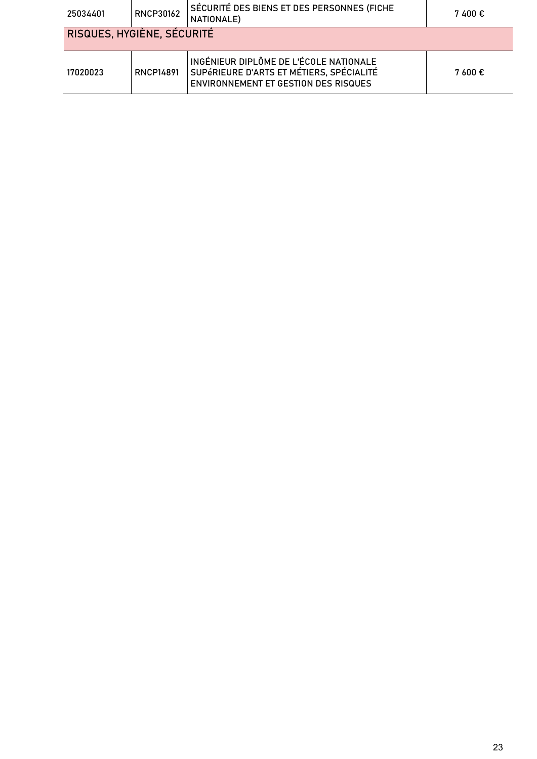| | | | |
|---|---|---|---|
| 25034401 | RNCP30162 | SÉCURITÉ DES BIENS ET DES PERSONNES (FICHE NATIONALE) | 7 400 € |
| **RISQUES, HYGIÈNE, SÉCURITÉ** | | | |
| 17020023 | RNCP14891 | INGÉNIEUR DIPLÔME DE L'ÉCOLE NATIONALE SUPéRIEURE D'ARTS ET MÉTIERS, SPÉCIALITÉ ENVIRONNEMENT ET GESTION DES RISQUES | 7 600 € |